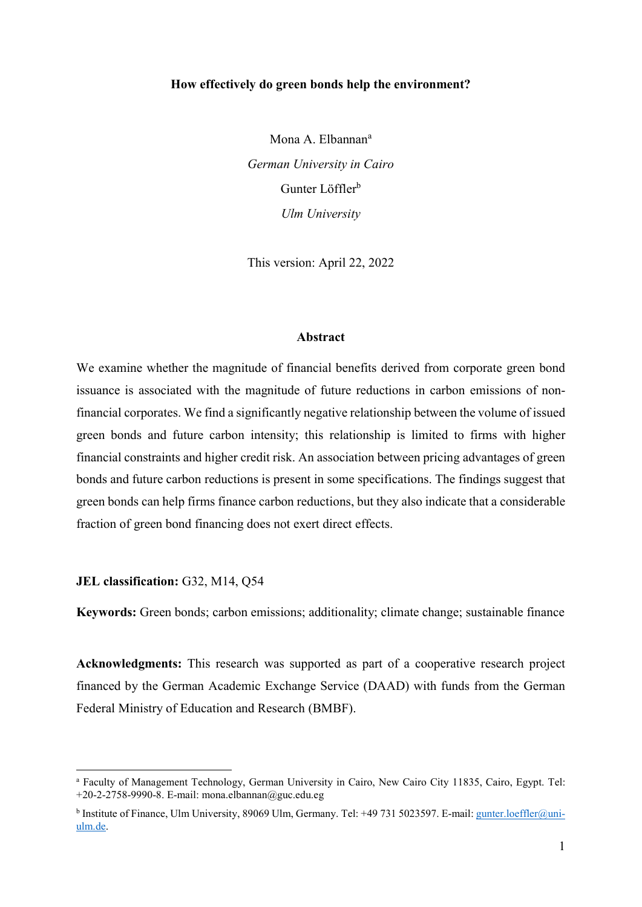# How effectively do green bonds help the environment?

Mona A. Elbannan[a]

*German University in Cairo*

Gunter Löffler[b]

*Ulm University*

This version: April 22, 2022

## Abstract

We examine whether the magnitude of financial benefits derived from corporate green bond issuance is associated with the magnitude of future reductions in carbon emissions of non-financial corporates. We find a significantly negative relationship between the volume of issued green bonds and future carbon intensity; this relationship is limited to firms with higher financial constraints and higher credit risk. An association between pricing advantages of green bonds and future carbon reductions is present in some specifications. The findings suggest that green bonds can help firms finance carbon reductions, but they also indicate that a considerable fraction of green bond financing does not exert direct effects.

**JEL classification:** G32, M14, Q54

**Keywords:** Green bonds; carbon emissions; additionality; climate change; sustainable finance

**Acknowledgments:** This research was supported as part of a cooperative research project financed by the German Academic Exchange Service (DAAD) with funds from the German Federal Ministry of Education and Research (BMBF).

---

[a] Faculty of Management Technology, German University in Cairo, New Cairo City 11835, Cairo, Egypt. Tel: +20-2-2758-9990-8. E-mail: mona.elbannan@guc.edu.eg

[b] Institute of Finance, Ulm University, 89069 Ulm, Germany. Tel: +49 731 5023597. E-mail: gunter.loeffler@uni-ulm.de.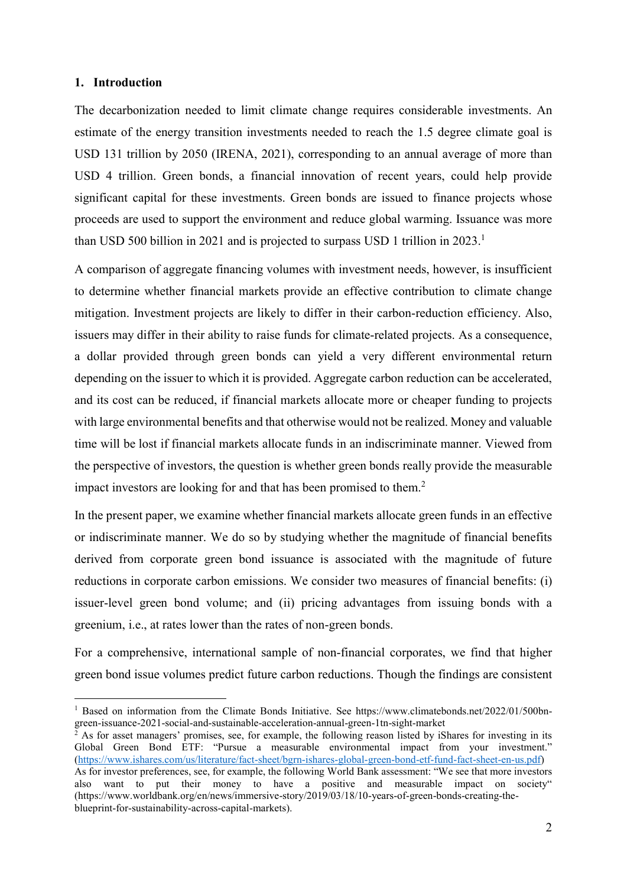## 1. Introduction

The decarbonization needed to limit climate change requires considerable investments. An estimate of the energy transition investments needed to reach the 1.5 degree climate goal is USD 131 trillion by 2050 (IRENA, 2021), corresponding to an annual average of more than USD 4 trillion. Green bonds, a financial innovation of recent years, could help provide significant capital for these investments. Green bonds are issued to finance projects whose proceeds are used to support the environment and reduce global warming. Issuance was more than USD 500 billion in 2021 and is projected to surpass USD 1 trillion in 2023.[1]

A comparison of aggregate financing volumes with investment needs, however, is insufficient to determine whether financial markets provide an effective contribution to climate change mitigation. Investment projects are likely to differ in their carbon-reduction efficiency. Also, issuers may differ in their ability to raise funds for climate-related projects. As a consequence, a dollar provided through green bonds can yield a very different environmental return depending on the issuer to which it is provided. Aggregate carbon reduction can be accelerated, and its cost can be reduced, if financial markets allocate more or cheaper funding to projects with large environmental benefits and that otherwise would not be realized. Money and valuable time will be lost if financial markets allocate funds in an indiscriminate manner. Viewed from the perspective of investors, the question is whether green bonds really provide the measurable impact investors are looking for and that has been promised to them.[2]

In the present paper, we examine whether financial markets allocate green funds in an effective or indiscriminate manner. We do so by studying whether the magnitude of financial benefits derived from corporate green bond issuance is associated with the magnitude of future reductions in corporate carbon emissions. We consider two measures of financial benefits: (i) issuer-level green bond volume; and (ii) pricing advantages from issuing bonds with a greenium, i.e., at rates lower than the rates of non-green bonds.

For a comprehensive, international sample of non-financial corporates, we find that higher green bond issue volumes predict future carbon reductions. Though the findings are consistent

---

[1] Based on information from the Climate Bonds Initiative. See https://www.climatebonds.net/2022/01/500bn-green-issuance-2021-social-and-sustainable-acceleration-annual-green-1tn-sight-market

[2] As for asset managers' promises, see, for example, the following reason listed by iShares for investing in its Global Green Bond ETF: "Pursue a measurable environmental impact from your investment." (https://www.ishares.com/us/literature/fact-sheet/bgrn-ishares-global-green-bond-etf-fund-fact-sheet-en-us.pdf) As for investor preferences, see, for example, the following World Bank assessment: "We see that more investors also want to put their money to have a positive and measurable impact on society" (https://www.worldbank.org/en/news/immersive-story/2019/03/18/10-years-of-green-bonds-creating-the-blueprint-for-sustainability-across-capital-markets).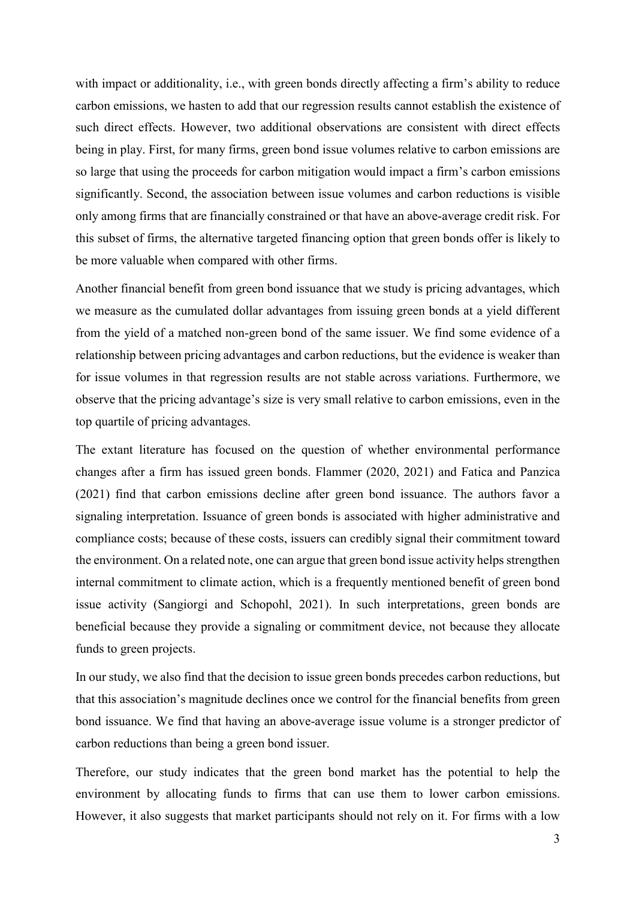with impact or additionality, i.e., with green bonds directly affecting a firm's ability to reduce carbon emissions, we hasten to add that our regression results cannot establish the existence of such direct effects. However, two additional observations are consistent with direct effects being in play. First, for many firms, green bond issue volumes relative to carbon emissions are so large that using the proceeds for carbon mitigation would impact a firm's carbon emissions significantly. Second, the association between issue volumes and carbon reductions is visible only among firms that are financially constrained or that have an above-average credit risk. For this subset of firms, the alternative targeted financing option that green bonds offer is likely to be more valuable when compared with other firms.

Another financial benefit from green bond issuance that we study is pricing advantages, which we measure as the cumulated dollar advantages from issuing green bonds at a yield different from the yield of a matched non-green bond of the same issuer. We find some evidence of a relationship between pricing advantages and carbon reductions, but the evidence is weaker than for issue volumes in that regression results are not stable across variations. Furthermore, we observe that the pricing advantage's size is very small relative to carbon emissions, even in the top quartile of pricing advantages.

The extant literature has focused on the question of whether environmental performance changes after a firm has issued green bonds. Flammer (2020, 2021) and Fatica and Panzica (2021) find that carbon emissions decline after green bond issuance. The authors favor a signaling interpretation. Issuance of green bonds is associated with higher administrative and compliance costs; because of these costs, issuers can credibly signal their commitment toward the environment. On a related note, one can argue that green bond issue activity helps strengthen internal commitment to climate action, which is a frequently mentioned benefit of green bond issue activity (Sangiorgi and Schopohl, 2021). In such interpretations, green bonds are beneficial because they provide a signaling or commitment device, not because they allocate funds to green projects.

In our study, we also find that the decision to issue green bonds precedes carbon reductions, but that this association's magnitude declines once we control for the financial benefits from green bond issuance. We find that having an above-average issue volume is a stronger predictor of carbon reductions than being a green bond issuer.

Therefore, our study indicates that the green bond market has the potential to help the environment by allocating funds to firms that can use them to lower carbon emissions. However, it also suggests that market participants should not rely on it. For firms with a low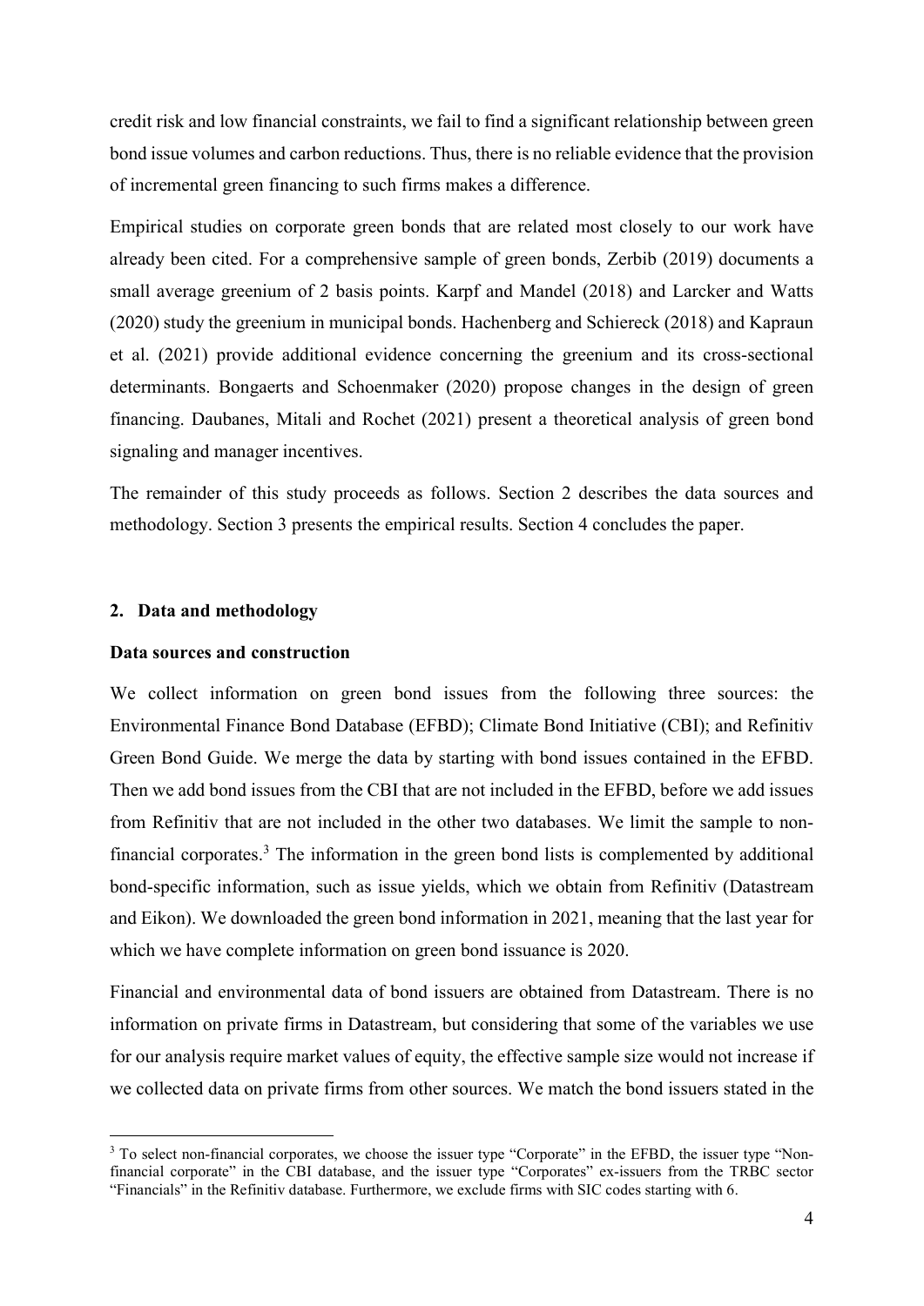credit risk and low financial constraints, we fail to find a significant relationship between green bond issue volumes and carbon reductions. Thus, there is no reliable evidence that the provision of incremental green financing to such firms makes a difference.

Empirical studies on corporate green bonds that are related most closely to our work have already been cited. For a comprehensive sample of green bonds, Zerbib (2019) documents a small average greenium of 2 basis points. Karpf and Mandel (2018) and Larcker and Watts (2020) study the greenium in municipal bonds. Hachenberg and Schiereck (2018) and Kapraun et al. (2021) provide additional evidence concerning the greenium and its cross-sectional determinants. Bongaerts and Schoenmaker (2020) propose changes in the design of green financing. Daubanes, Mitali and Rochet (2021) present a theoretical analysis of green bond signaling and manager incentives.

The remainder of this study proceeds as follows. Section 2 describes the data sources and methodology. Section 3 presents the empirical results. Section 4 concludes the paper.

## 2. Data and methodology

### Data sources and construction

We collect information on green bond issues from the following three sources: the Environmental Finance Bond Database (EFBD); Climate Bond Initiative (CBI); and Refinitiv Green Bond Guide. We merge the data by starting with bond issues contained in the EFBD. Then we add bond issues from the CBI that are not included in the EFBD, before we add issues from Refinitiv that are not included in the other two databases. We limit the sample to non-financial corporates.[3] The information in the green bond lists is complemented by additional bond-specific information, such as issue yields, which we obtain from Refinitiv (Datastream and Eikon). We downloaded the green bond information in 2021, meaning that the last year for which we have complete information on green bond issuance is 2020.

Financial and environmental data of bond issuers are obtained from Datastream. There is no information on private firms in Datastream, but considering that some of the variables we use for our analysis require market values of equity, the effective sample size would not increase if we collected data on private firms from other sources. We match the bond issuers stated in the

[3] To select non-financial corporates, we choose the issuer type "Corporate" in the EFBD, the issuer type "Non-financial corporate" in the CBI database, and the issuer type "Corporates" ex-issuers from the TRBC sector "Financials" in the Refinitiv database. Furthermore, we exclude firms with SIC codes starting with 6.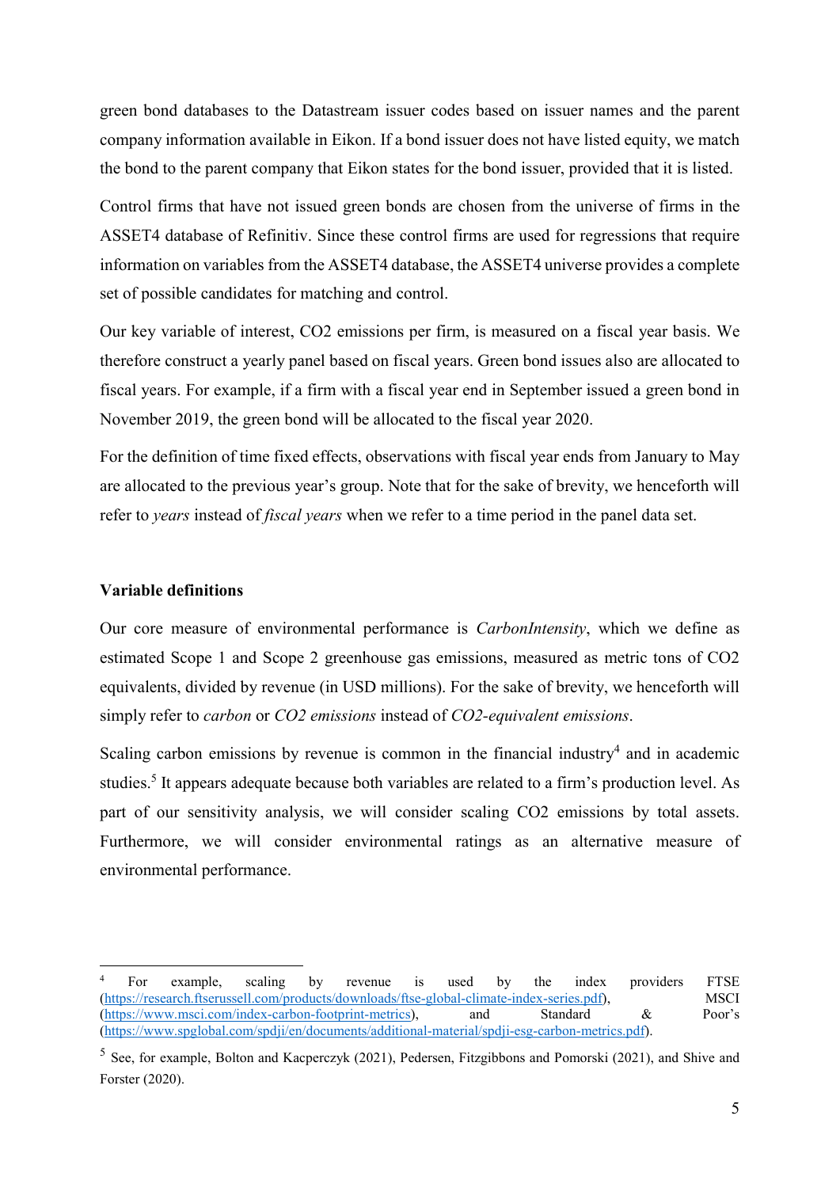green bond databases to the Datastream issuer codes based on issuer names and the parent company information available in Eikon. If a bond issuer does not have listed equity, we match the bond to the parent company that Eikon states for the bond issuer, provided that it is listed.

Control firms that have not issued green bonds are chosen from the universe of firms in the ASSET4 database of Refinitiv. Since these control firms are used for regressions that require information on variables from the ASSET4 database, the ASSET4 universe provides a complete set of possible candidates for matching and control.

Our key variable of interest, CO2 emissions per firm, is measured on a fiscal year basis. We therefore construct a yearly panel based on fiscal years. Green bond issues also are allocated to fiscal years. For example, if a firm with a fiscal year end in September issued a green bond in November 2019, the green bond will be allocated to the fiscal year 2020.

For the definition of time fixed effects, observations with fiscal year ends from January to May are allocated to the previous year's group. Note that for the sake of brevity, we henceforth will refer to *years* instead of *fiscal years* when we refer to a time period in the panel data set.

**Variable definitions**

Our core measure of environmental performance is *CarbonIntensity*, which we define as estimated Scope 1 and Scope 2 greenhouse gas emissions, measured as metric tons of CO2 equivalents, divided by revenue (in USD millions). For the sake of brevity, we henceforth will simply refer to *carbon* or *CO2 emissions* instead of *CO2-equivalent emissions*.

Scaling carbon emissions by revenue is common in the financial industry[4] and in academic studies.[5] It appears adequate because both variables are related to a firm's production level. As part of our sensitivity analysis, we will consider scaling CO2 emissions by total assets. Furthermore, we will consider environmental ratings as an alternative measure of environmental performance.

---

[4] For example, scaling by revenue is used by the index providers FTSE (https://research.ftserussell.com/products/downloads/ftse-global-climate-index-series.pdf), MSCI (https://www.msci.com/index-carbon-footprint-metrics), and Standard & Poor's (https://www.spglobal.com/spdji/en/documents/additional-material/spdji-esg-carbon-metrics.pdf).

[5] See, for example, Bolton and Kacperczyk (2021), Pedersen, Fitzgibbons and Pomorski (2021), and Shive and Forster (2020).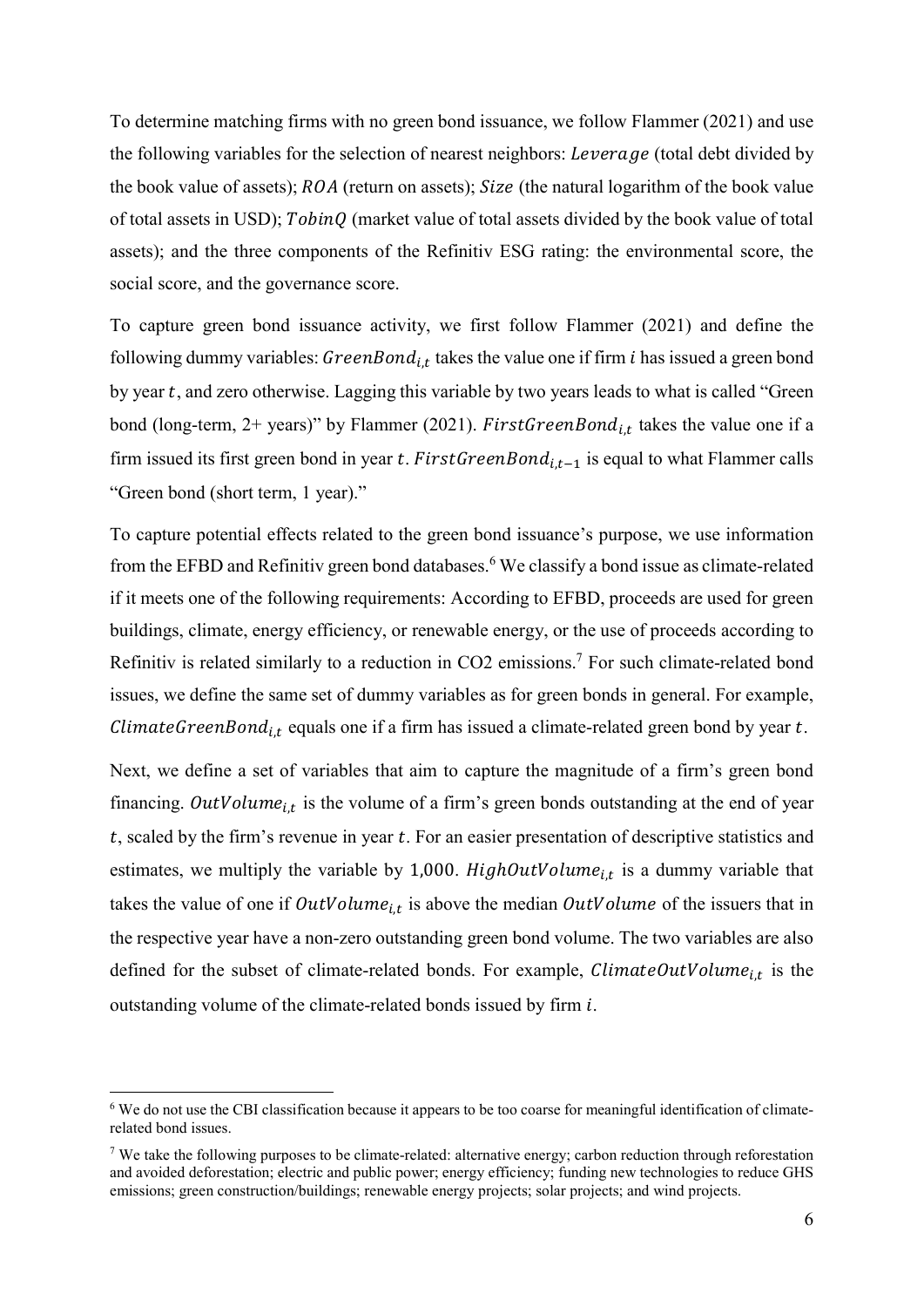To determine matching firms with no green bond issuance, we follow Flammer (2021) and use the following variables for the selection of nearest neighbors: $Leverage$ (total debt divided by the book value of assets); $ROA$ (return on assets); $Size$ (the natural logarithm of the book value of total assets in USD); $TobinQ$ (market value of total assets divided by the book value of total assets); and the three components of the Refinitiv ESG rating: the environmental score, the social score, and the governance score.

To capture green bond issuance activity, we first follow Flammer (2021) and define the following dummy variables: $GreenBond_{i,t}$ takes the value one if firm $i$ has issued a green bond by year $t$, and zero otherwise. Lagging this variable by two years leads to what is called "Green bond (long-term, 2+ years)" by Flammer (2021). $FirstGreenBond_{i,t}$ takes the value one if a firm issued its first green bond in year $t$. $FirstGreenBond_{i,t-1}$ is equal to what Flammer calls "Green bond (short term, 1 year)."

To capture potential effects related to the green bond issuance's purpose, we use information from the EFBD and Refinitiv green bond databases.[6] We classify a bond issue as climate-related if it meets one of the following requirements: According to EFBD, proceeds are used for green buildings, climate, energy efficiency, or renewable energy, or the use of proceeds according to Refinitiv is related similarly to a reduction in CO2 emissions.[7] For such climate-related bond issues, we define the same set of dummy variables as for green bonds in general. For example, $ClimateGreenBond_{i,t}$ equals one if a firm has issued a climate-related green bond by year $t$.

Next, we define a set of variables that aim to capture the magnitude of a firm's green bond financing. $OutVolume_{i,t}$ is the volume of a firm's green bonds outstanding at the end of year $t$, scaled by the firm's revenue in year $t$. For an easier presentation of descriptive statistics and estimates, we multiply the variable by 1,000. $HighOutVolume_{i,t}$ is a dummy variable that takes the value of one if $OutVolume_{i,t}$ is above the median $OutVolume$ of the issuers that in the respective year have a non-zero outstanding green bond volume. The two variables are also defined for the subset of climate-related bonds. For example, $ClimateOutVolume_{i,t}$ is the outstanding volume of the climate-related bonds issued by firm $i$.

---

[6] We do not use the CBI classification because it appears to be too coarse for meaningful identification of climate-related bond issues.

[7] We take the following purposes to be climate-related: alternative energy; carbon reduction through reforestation and avoided deforestation; electric and public power; energy efficiency; funding new technologies to reduce GHS emissions; green construction/buildings; renewable energy projects; solar projects; and wind projects.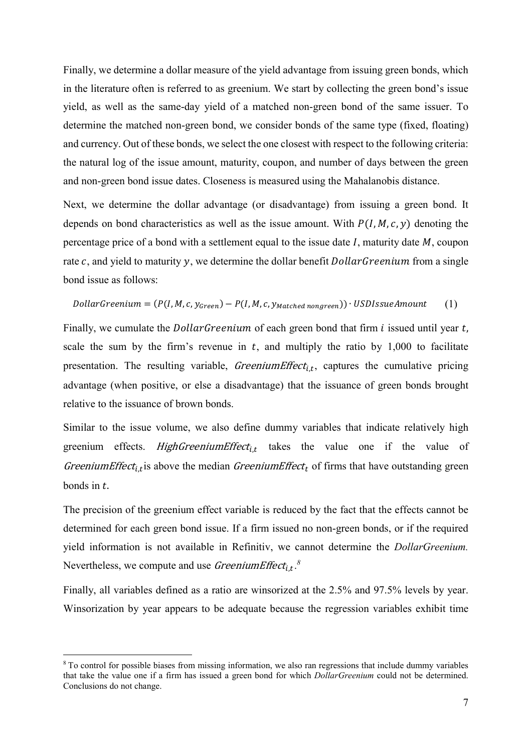Finally, we determine a dollar measure of the yield advantage from issuing green bonds, which in the literature often is referred to as greenium. We start by collecting the green bond's issue yield, as well as the same-day yield of a matched non-green bond of the same issuer. To determine the matched non-green bond, we consider bonds of the same type (fixed, floating) and currency. Out of these bonds, we select the one closest with respect to the following criteria: the natural log of the issue amount, maturity, coupon, and number of days between the green and non-green bond issue dates. Closeness is measured using the Mahalanobis distance.

Next, we determine the dollar advantage (or disadvantage) from issuing a green bond. It depends on bond characteristics as well as the issue amount. With $P(I, M, c, y)$ denoting the percentage price of a bond with a settlement equal to the issue date $I$, maturity date $M$, coupon rate $c$, and yield to maturity $y$, we determine the dollar benefit $DollarGreenium$ from a single bond issue as follows:

$$DollarGreenium = (P(I, M, c, y_{Green}) - P(I, M, c, y_{Matched\ nongreen})) \cdot USDIssueAmount \qquad (1)$$

Finally, we cumulate the $DollarGreenium$ of each green bond that firm $i$ issued until year $t$, scale the sum by the firm's revenue in $t$, and multiply the ratio by 1,000 to facilitate presentation. The resulting variable, $GreeniumEffect_{i,t}$, captures the cumulative pricing advantage (when positive, or else a disadvantage) that the issuance of green bonds brought relative to the issuance of brown bonds.

Similar to the issue volume, we also define dummy variables that indicate relatively high greenium effects. $HighGreeniumEffect_{i,t}$ takes the value one if the value of $GreeniumEffect_{i,t}$ is above the median $GreeniumEffect_t$ of firms that have outstanding green bonds in $t$.

The precision of the greenium effect variable is reduced by the fact that the effects cannot be determined for each green bond issue. If a firm issued no non-green bonds, or if the required yield information is not available in Refinitiv, we cannot determine the *DollarGreenium.* Nevertheless, we compute and use $GreeniumEffect_{i,t}$.[8]

Finally, all variables defined as a ratio are winsorized at the 2.5% and 97.5% levels by year. Winsorization by year appears to be adequate because the regression variables exhibit time

[8] To control for possible biases from missing information, we also ran regressions that include dummy variables that take the value one if a firm has issued a green bond for which *DollarGreenium* could not be determined. Conclusions do not change.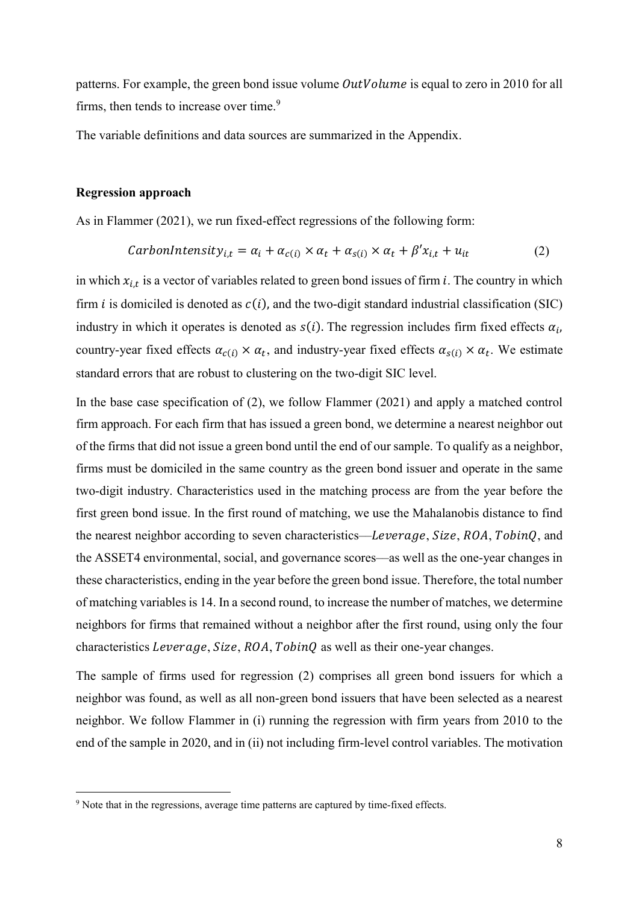patterns. For example, the green bond issue volume $OutVolume$ is equal to zero in 2010 for all firms, then tends to increase over time.[9]

The variable definitions and data sources are summarized in the Appendix.

**Regression approach**

As in Flammer (2021), we run fixed-effect regressions of the following form:

$$CarbonIntensity_{i,t} = \alpha_i + \alpha_{c(i)} \times \alpha_t + \alpha_{s(i)} \times \alpha_t + \beta' x_{i,t} + u_{it} \tag{2}$$

in which $x_{i,t}$ is a vector of variables related to green bond issues of firm $i$. The country in which firm $i$ is domiciled is denoted as $c(i)$, and the two-digit standard industrial classification (SIC) industry in which it operates is denoted as $s(i)$. The regression includes firm fixed effects $\alpha_i$, country-year fixed effects $\alpha_{c(i)} \times \alpha_t$, and industry-year fixed effects $\alpha_{s(i)} \times \alpha_t$. We estimate standard errors that are robust to clustering on the two-digit SIC level.

In the base case specification of (2), we follow Flammer (2021) and apply a matched control firm approach. For each firm that has issued a green bond, we determine a nearest neighbor out of the firms that did not issue a green bond until the end of our sample. To qualify as a neighbor, firms must be domiciled in the same country as the green bond issuer and operate in the same two-digit industry. Characteristics used in the matching process are from the year before the first green bond issue. In the first round of matching, we use the Mahalanobis distance to find the nearest neighbor according to seven characteristics—$Leverage$, $Size$, $ROA$, $TobinQ$, and the ASSET4 environmental, social, and governance scores—as well as the one-year changes in these characteristics, ending in the year before the green bond issue. Therefore, the total number of matching variables is 14. In a second round, to increase the number of matches, we determine neighbors for firms that remained without a neighbor after the first round, using only the four characteristics $Leverage$, $Size$, $ROA$, $TobinQ$ as well as their one-year changes.

The sample of firms used for regression (2) comprises all green bond issuers for which a neighbor was found, as well as all non-green bond issuers that have been selected as a nearest neighbor. We follow Flammer in (i) running the regression with firm years from 2010 to the end of the sample in 2020, and in (ii) not including firm-level control variables. The motivation

[9] Note that in the regressions, average time patterns are captured by time-fixed effects.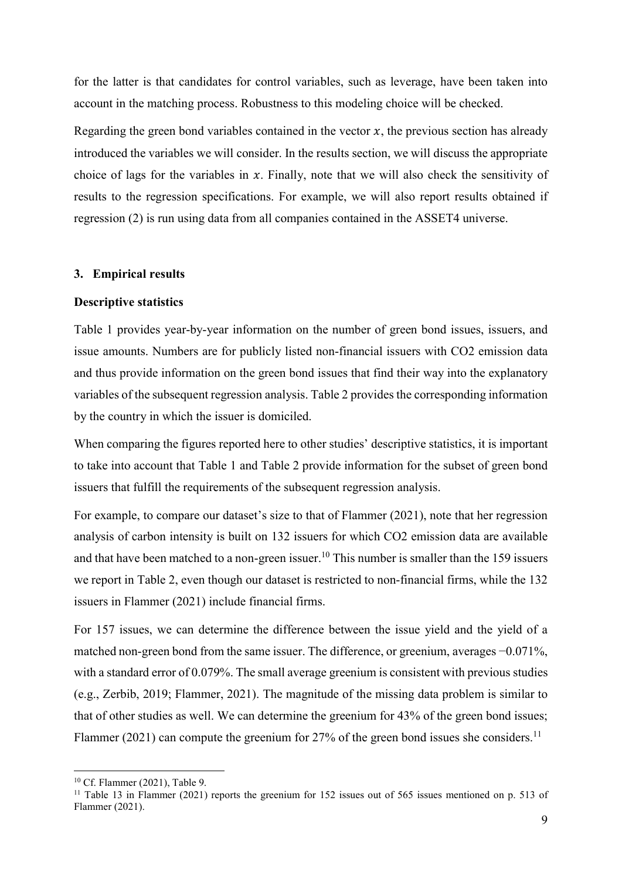for the latter is that candidates for control variables, such as leverage, have been taken into account in the matching process. Robustness to this modeling choice will be checked.

Regarding the green bond variables contained in the vector $x$, the previous section has already introduced the variables we will consider. In the results section, we will discuss the appropriate choice of lags for the variables in $x$. Finally, note that we will also check the sensitivity of results to the regression specifications. For example, we will also report results obtained if regression (2) is run using data from all companies contained in the ASSET4 universe.

## 3. Empirical results

### Descriptive statistics

Table 1 provides year-by-year information on the number of green bond issues, issuers, and issue amounts. Numbers are for publicly listed non-financial issuers with CO2 emission data and thus provide information on the green bond issues that find their way into the explanatory variables of the subsequent regression analysis. Table 2 provides the corresponding information by the country in which the issuer is domiciled.

When comparing the figures reported here to other studies' descriptive statistics, it is important to take into account that Table 1 and Table 2 provide information for the subset of green bond issuers that fulfill the requirements of the subsequent regression analysis.

For example, to compare our dataset's size to that of Flammer (2021), note that her regression analysis of carbon intensity is built on 132 issuers for which CO2 emission data are available and that have been matched to a non-green issuer.[10] This number is smaller than the 159 issuers we report in Table 2, even though our dataset is restricted to non-financial firms, while the 132 issuers in Flammer (2021) include financial firms.

For 157 issues, we can determine the difference between the issue yield and the yield of a matched non-green bond from the same issuer. The difference, or greenium, averages −0.071%, with a standard error of 0.079%. The small average greenium is consistent with previous studies (e.g., Zerbib, 2019; Flammer, 2021). The magnitude of the missing data problem is similar to that of other studies as well. We can determine the greenium for 43% of the green bond issues; Flammer (2021) can compute the greenium for 27% of the green bond issues she considers.[11]

---

[10] Cf. Flammer (2021), Table 9.

[11] Table 13 in Flammer (2021) reports the greenium for 152 issues out of 565 issues mentioned on p. 513 of Flammer (2021).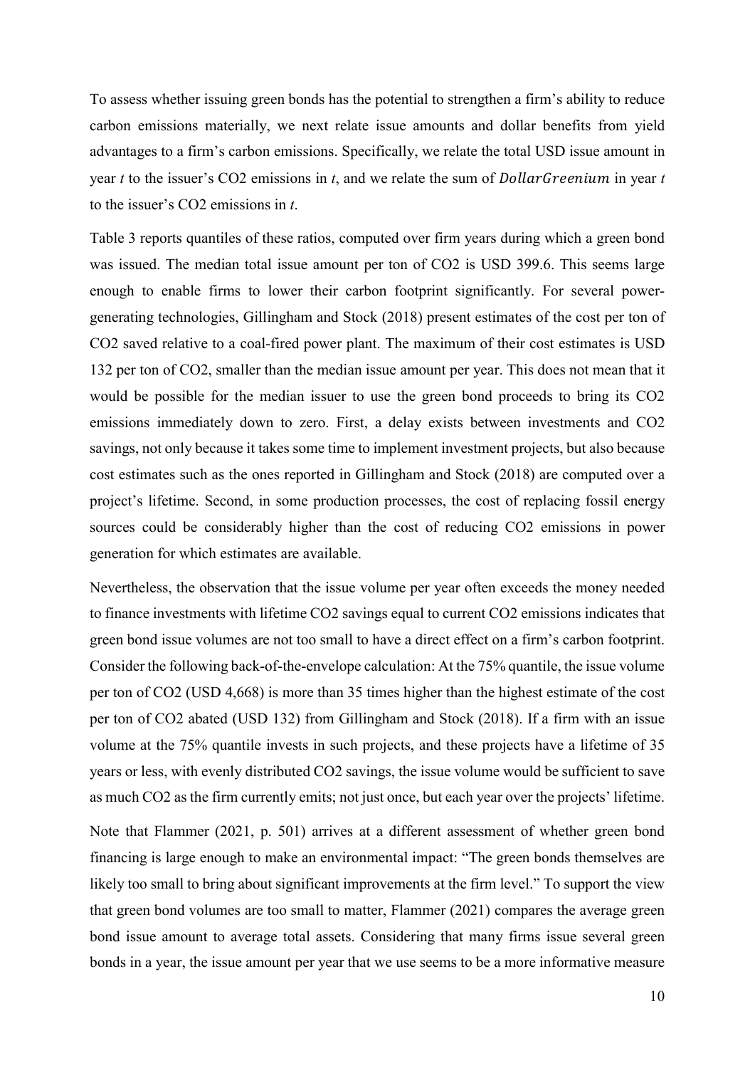To assess whether issuing green bonds has the potential to strengthen a firm's ability to reduce carbon emissions materially, we next relate issue amounts and dollar benefits from yield advantages to a firm's carbon emissions. Specifically, we relate the total USD issue amount in year *t* to the issuer's $CO_2$ emissions in *t*, and we relate the sum of $DollarGreenium$ in year *t* to the issuer's $CO_2$ emissions in *t*.

Table 3 reports quantiles of these ratios, computed over firm years during which a green bond was issued. The median total issue amount per ton of $CO_2$ is USD 399.6. This seems large enough to enable firms to lower their carbon footprint significantly. For several power-generating technologies, Gillingham and Stock (2018) present estimates of the cost per ton of $CO_2$ saved relative to a coal-fired power plant. The maximum of their cost estimates is USD 132 per ton of $CO_2$, smaller than the median issue amount per year. This does not mean that it would be possible for the median issuer to use the green bond proceeds to bring its $CO_2$ emissions immediately down to zero. First, a delay exists between investments and $CO_2$ savings, not only because it takes some time to implement investment projects, but also because cost estimates such as the ones reported in Gillingham and Stock (2018) are computed over a project's lifetime. Second, in some production processes, the cost of replacing fossil energy sources could be considerably higher than the cost of reducing $CO_2$ emissions in power generation for which estimates are available.

Nevertheless, the observation that the issue volume per year often exceeds the money needed to finance investments with lifetime $CO_2$ savings equal to current $CO_2$ emissions indicates that green bond issue volumes are not too small to have a direct effect on a firm's carbon footprint. Consider the following back-of-the-envelope calculation: At the 75% quantile, the issue volume per ton of $CO_2$ (USD 4,668) is more than 35 times higher than the highest estimate of the cost per ton of $CO_2$ abated (USD 132) from Gillingham and Stock (2018). If a firm with an issue volume at the 75% quantile invests in such projects, and these projects have a lifetime of 35 years or less, with evenly distributed $CO_2$ savings, the issue volume would be sufficient to save as much $CO_2$ as the firm currently emits; not just once, but each year over the projects' lifetime.

Note that Flammer (2021, p. 501) arrives at a different assessment of whether green bond financing is large enough to make an environmental impact: "The green bonds themselves are likely too small to bring about significant improvements at the firm level." To support the view that green bond volumes are too small to matter, Flammer (2021) compares the average green bond issue amount to average total assets. Considering that many firms issue several green bonds in a year, the issue amount per year that we use seems to be a more informative measure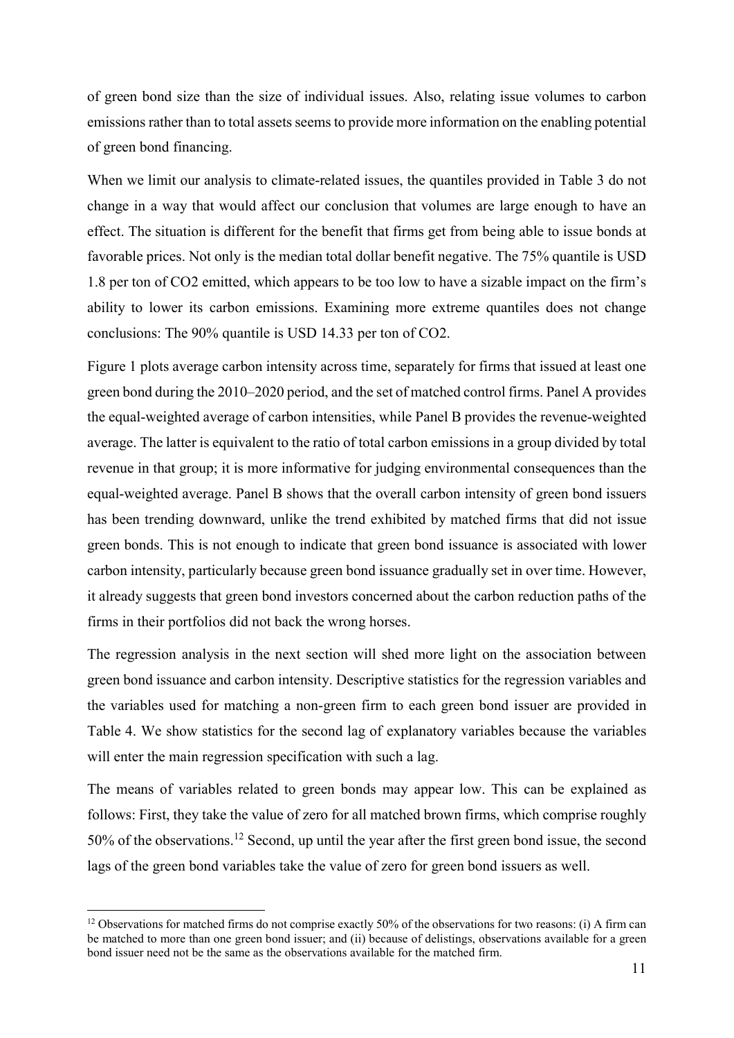of green bond size than the size of individual issues. Also, relating issue volumes to carbon emissions rather than to total assets seems to provide more information on the enabling potential of green bond financing.

When we limit our analysis to climate-related issues, the quantiles provided in Table 3 do not change in a way that would affect our conclusion that volumes are large enough to have an effect. The situation is different for the benefit that firms get from being able to issue bonds at favorable prices. Not only is the median total dollar benefit negative. The 75% quantile is USD 1.8 per ton of $CO_2$ emitted, which appears to be too low to have a sizable impact on the firm's ability to lower its carbon emissions. Examining more extreme quantiles does not change conclusions: The 90% quantile is USD 14.33 per ton of $CO_2$.

Figure 1 plots average carbon intensity across time, separately for firms that issued at least one green bond during the 2010–2020 period, and the set of matched control firms. Panel A provides the equal-weighted average of carbon intensities, while Panel B provides the revenue-weighted average. The latter is equivalent to the ratio of total carbon emissions in a group divided by total revenue in that group; it is more informative for judging environmental consequences than the equal-weighted average. Panel B shows that the overall carbon intensity of green bond issuers has been trending downward, unlike the trend exhibited by matched firms that did not issue green bonds. This is not enough to indicate that green bond issuance is associated with lower carbon intensity, particularly because green bond issuance gradually set in over time. However, it already suggests that green bond investors concerned about the carbon reduction paths of the firms in their portfolios did not back the wrong horses.

The regression analysis in the next section will shed more light on the association between green bond issuance and carbon intensity. Descriptive statistics for the regression variables and the variables used for matching a non-green firm to each green bond issuer are provided in Table 4. We show statistics for the second lag of explanatory variables because the variables will enter the main regression specification with such a lag.

The means of variables related to green bonds may appear low. This can be explained as follows: First, they take the value of zero for all matched brown firms, which comprise roughly 50% of the observations.[12] Second, up until the year after the first green bond issue, the second lags of the green bond variables take the value of zero for green bond issuers as well.

[12] Observations for matched firms do not comprise exactly 50% of the observations for two reasons: (i) A firm can be matched to more than one green bond issuer; and (ii) because of delistings, observations available for a green bond issuer need not be the same as the observations available for the matched firm.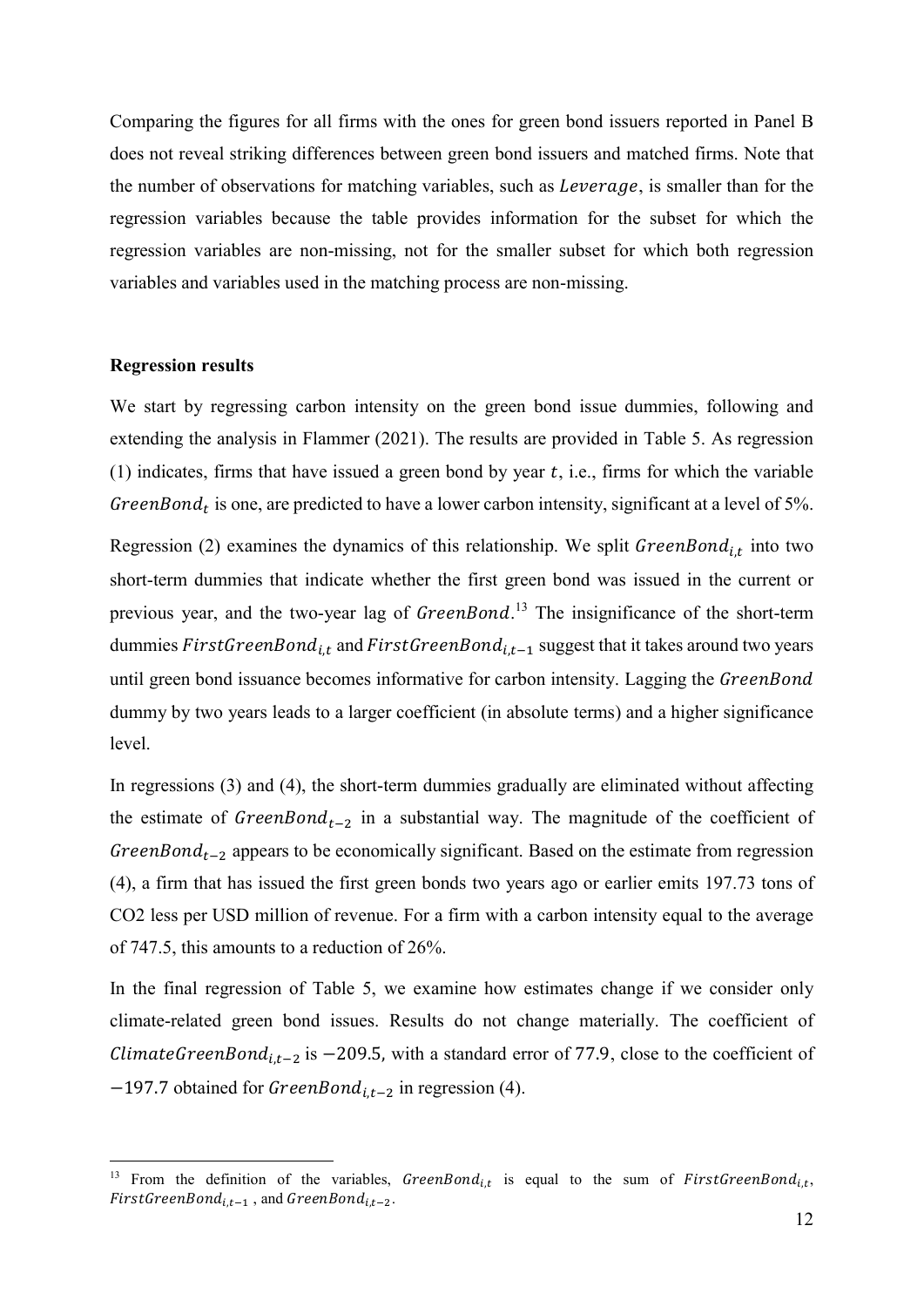Comparing the figures for all firms with the ones for green bond issuers reported in Panel B does not reveal striking differences between green bond issuers and matched firms. Note that the number of observations for matching variables, such as $Leverage$, is smaller than for the regression variables because the table provides information for the subset for which the regression variables are non-missing, not for the smaller subset for which both regression variables and variables used in the matching process are non-missing.

**Regression results**

We start by regressing carbon intensity on the green bond issue dummies, following and extending the analysis in Flammer (2021). The results are provided in Table 5. As regression (1) indicates, firms that have issued a green bond by year $t$, i.e., firms for which the variable $GreenBond_t$ is one, are predicted to have a lower carbon intensity, significant at a level of 5%.

Regression (2) examines the dynamics of this relationship. We split $GreenBond_{i,t}$ into two short-term dummies that indicate whether the first green bond was issued in the current or previous year, and the two-year lag of $GreenBond$.[13] The insignificance of the short-term dummies $FirstGreenBond_{i,t}$ and $FirstGreenBond_{i,t-1}$ suggest that it takes around two years until green bond issuance becomes informative for carbon intensity. Lagging the $GreenBond$ dummy by two years leads to a larger coefficient (in absolute terms) and a higher significance level.

In regressions (3) and (4), the short-term dummies gradually are eliminated without affecting the estimate of $GreenBond_{t-2}$ in a substantial way. The magnitude of the coefficient of $GreenBond_{t-2}$ appears to be economically significant. Based on the estimate from regression (4), a firm that has issued the first green bonds two years ago or earlier emits 197.73 tons of CO2 less per USD million of revenue. For a firm with a carbon intensity equal to the average of 747.5, this amounts to a reduction of 26%.

In the final regression of Table 5, we examine how estimates change if we consider only climate-related green bond issues. Results do not change materially. The coefficient of $ClimateGreenBond_{i,t-2}$ is $-209.5$, with a standard error of 77.9, close to the coefficient of $-197.7$ obtained for $GreenBond_{i,t-2}$ in regression (4).

[13] From the definition of the variables, $GreenBond_{i,t}$ is equal to the sum of $FirstGreenBond_{i,t}$, $FirstGreenBond_{i,t-1}$, and $GreenBond_{i,t-2}$.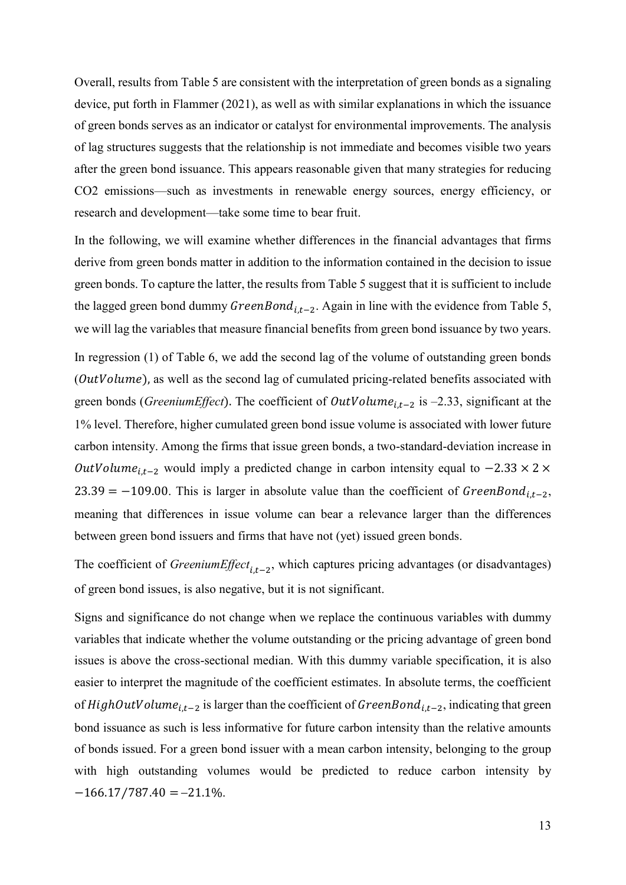Overall, results from Table 5 are consistent with the interpretation of green bonds as a signaling device, put forth in Flammer (2021), as well as with similar explanations in which the issuance of green bonds serves as an indicator or catalyst for environmental improvements. The analysis of lag structures suggests that the relationship is not immediate and becomes visible two years after the green bond issuance. This appears reasonable given that many strategies for reducing $CO_2$ emissions—such as investments in renewable energy sources, energy efficiency, or research and development—take some time to bear fruit.

In the following, we will examine whether differences in the financial advantages that firms derive from green bonds matter in addition to the information contained in the decision to issue green bonds. To capture the latter, the results from Table 5 suggest that it is sufficient to include the lagged green bond dummy $GreenBond_{i,t-2}$. Again in line with the evidence from Table 5, we will lag the variables that measure financial benefits from green bond issuance by two years.

In regression (1) of Table 6, we add the second lag of the volume of outstanding green bonds ($OutVolume$), as well as the second lag of cumulated pricing-related benefits associated with green bonds (*GreeniumEffect*). The coefficient of $OutVolume_{i,t-2}$ is –2.33, significant at the 1% level. Therefore, higher cumulated green bond issue volume is associated with lower future carbon intensity. Among the firms that issue green bonds, a two-standard-deviation increase in $OutVolume_{i,t-2}$ would imply a predicted change in carbon intensity equal to $-2.33 \times 2 \times 23.39 = -109.00$. This is larger in absolute value than the coefficient of $GreenBond_{i,t-2}$, meaning that differences in issue volume can bear a relevance larger than the differences between green bond issuers and firms that have not (yet) issued green bonds.

The coefficient of $GreeniumEffect_{i,t-2}$, which captures pricing advantages (or disadvantages) of green bond issues, is also negative, but it is not significant.

Signs and significance do not change when we replace the continuous variables with dummy variables that indicate whether the volume outstanding or the pricing advantage of green bond issues is above the cross-sectional median. With this dummy variable specification, it is also easier to interpret the magnitude of the coefficient estimates. In absolute terms, the coefficient of $HighOutVolume_{i,t-2}$ is larger than the coefficient of $GreenBond_{i,t-2}$, indicating that green bond issuance as such is less informative for future carbon intensity than the relative amounts of bonds issued. For a green bond issuer with a mean carbon intensity, belonging to the group with high outstanding volumes would be predicted to reduce carbon intensity by $-166.17/787.40 = –21.1\%$.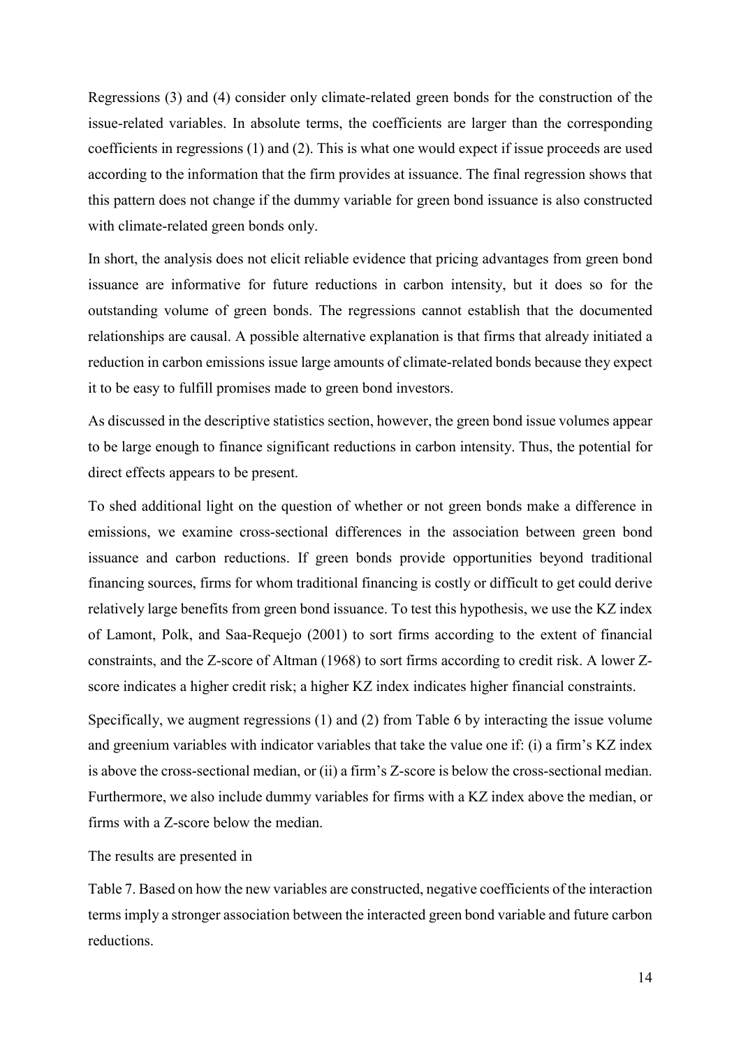Regressions (3) and (4) consider only climate-related green bonds for the construction of the issue-related variables. In absolute terms, the coefficients are larger than the corresponding coefficients in regressions (1) and (2). This is what one would expect if issue proceeds are used according to the information that the firm provides at issuance. The final regression shows that this pattern does not change if the dummy variable for green bond issuance is also constructed with climate-related green bonds only.

In short, the analysis does not elicit reliable evidence that pricing advantages from green bond issuance are informative for future reductions in carbon intensity, but it does so for the outstanding volume of green bonds. The regressions cannot establish that the documented relationships are causal. A possible alternative explanation is that firms that already initiated a reduction in carbon emissions issue large amounts of climate-related bonds because they expect it to be easy to fulfill promises made to green bond investors.

As discussed in the descriptive statistics section, however, the green bond issue volumes appear to be large enough to finance significant reductions in carbon intensity. Thus, the potential for direct effects appears to be present.

To shed additional light on the question of whether or not green bonds make a difference in emissions, we examine cross-sectional differences in the association between green bond issuance and carbon reductions. If green bonds provide opportunities beyond traditional financing sources, firms for whom traditional financing is costly or difficult to get could derive relatively large benefits from green bond issuance. To test this hypothesis, we use the KZ index of Lamont, Polk, and Saa-Requejo (2001) to sort firms according to the extent of financial constraints, and the Z-score of Altman (1968) to sort firms according to credit risk. A lower Z-score indicates a higher credit risk; a higher KZ index indicates higher financial constraints.

Specifically, we augment regressions (1) and (2) from Table 6 by interacting the issue volume and greenium variables with indicator variables that take the value one if: (i) a firm's KZ index is above the cross-sectional median, or (ii) a firm's Z-score is below the cross-sectional median. Furthermore, we also include dummy variables for firms with a KZ index above the median, or firms with a Z-score below the median.

The results are presented in

Table 7. Based on how the new variables are constructed, negative coefficients of the interaction terms imply a stronger association between the interacted green bond variable and future carbon reductions.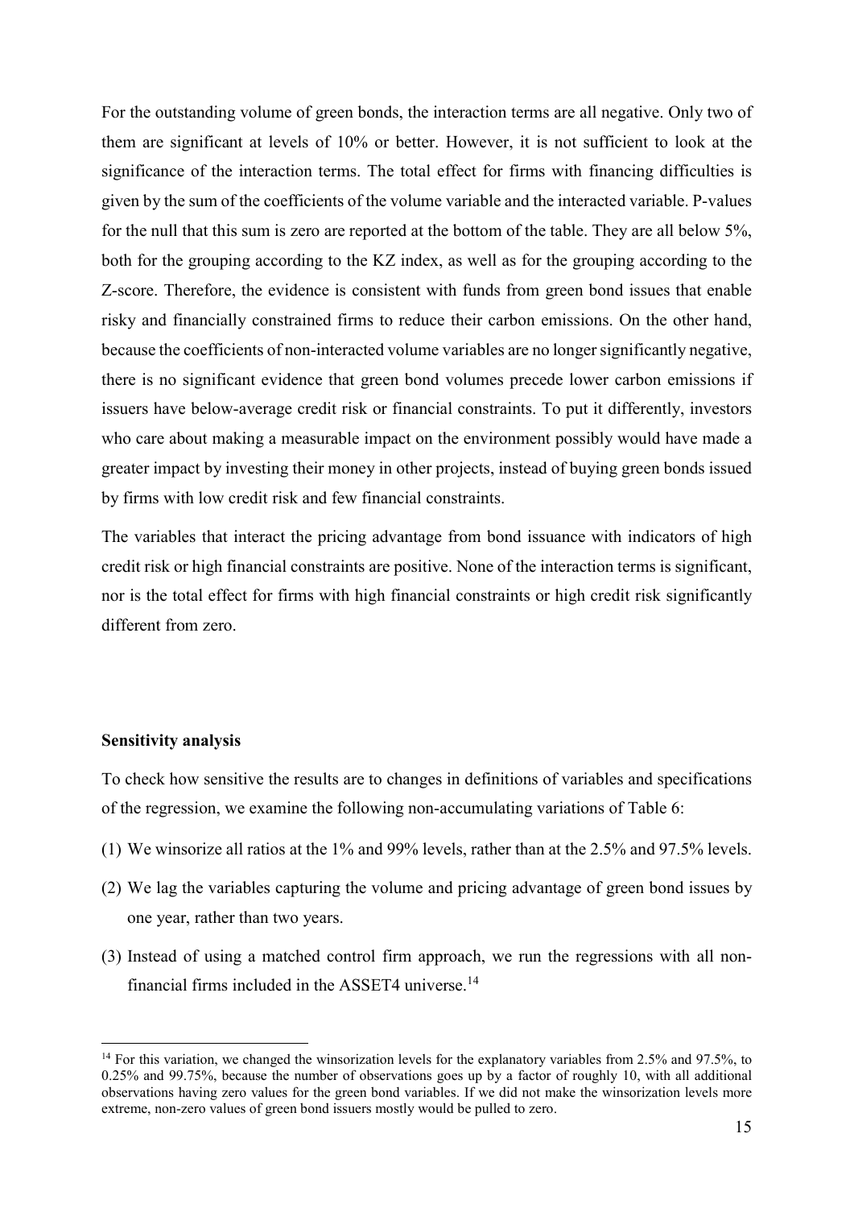For the outstanding volume of green bonds, the interaction terms are all negative. Only two of them are significant at levels of 10% or better. However, it is not sufficient to look at the significance of the interaction terms. The total effect for firms with financing difficulties is given by the sum of the coefficients of the volume variable and the interacted variable. P-values for the null that this sum is zero are reported at the bottom of the table. They are all below 5%, both for the grouping according to the KZ index, as well as for the grouping according to the Z-score. Therefore, the evidence is consistent with funds from green bond issues that enable risky and financially constrained firms to reduce their carbon emissions. On the other hand, because the coefficients of non-interacted volume variables are no longer significantly negative, there is no significant evidence that green bond volumes precede lower carbon emissions if issuers have below-average credit risk or financial constraints. To put it differently, investors who care about making a measurable impact on the environment possibly would have made a greater impact by investing their money in other projects, instead of buying green bonds issued by firms with low credit risk and few financial constraints.

The variables that interact the pricing advantage from bond issuance with indicators of high credit risk or high financial constraints are positive. None of the interaction terms is significant, nor is the total effect for firms with high financial constraints or high credit risk significantly different from zero.

**Sensitivity analysis**

To check how sensitive the results are to changes in definitions of variables and specifications of the regression, we examine the following non-accumulating variations of Table 6:

(1) We winsorize all ratios at the 1% and 99% levels, rather than at the 2.5% and 97.5% levels.

(2) We lag the variables capturing the volume and pricing advantage of green bond issues by one year, rather than two years.

(3) Instead of using a matched control firm approach, we run the regressions with all non-financial firms included in the ASSET4 universe.[14]

[14] For this variation, we changed the winsorization levels for the explanatory variables from 2.5% and 97.5%, to 0.25% and 99.75%, because the number of observations goes up by a factor of roughly 10, with all additional observations having zero values for the green bond variables. If we did not make the winsorization levels more extreme, non-zero values of green bond issuers mostly would be pulled to zero.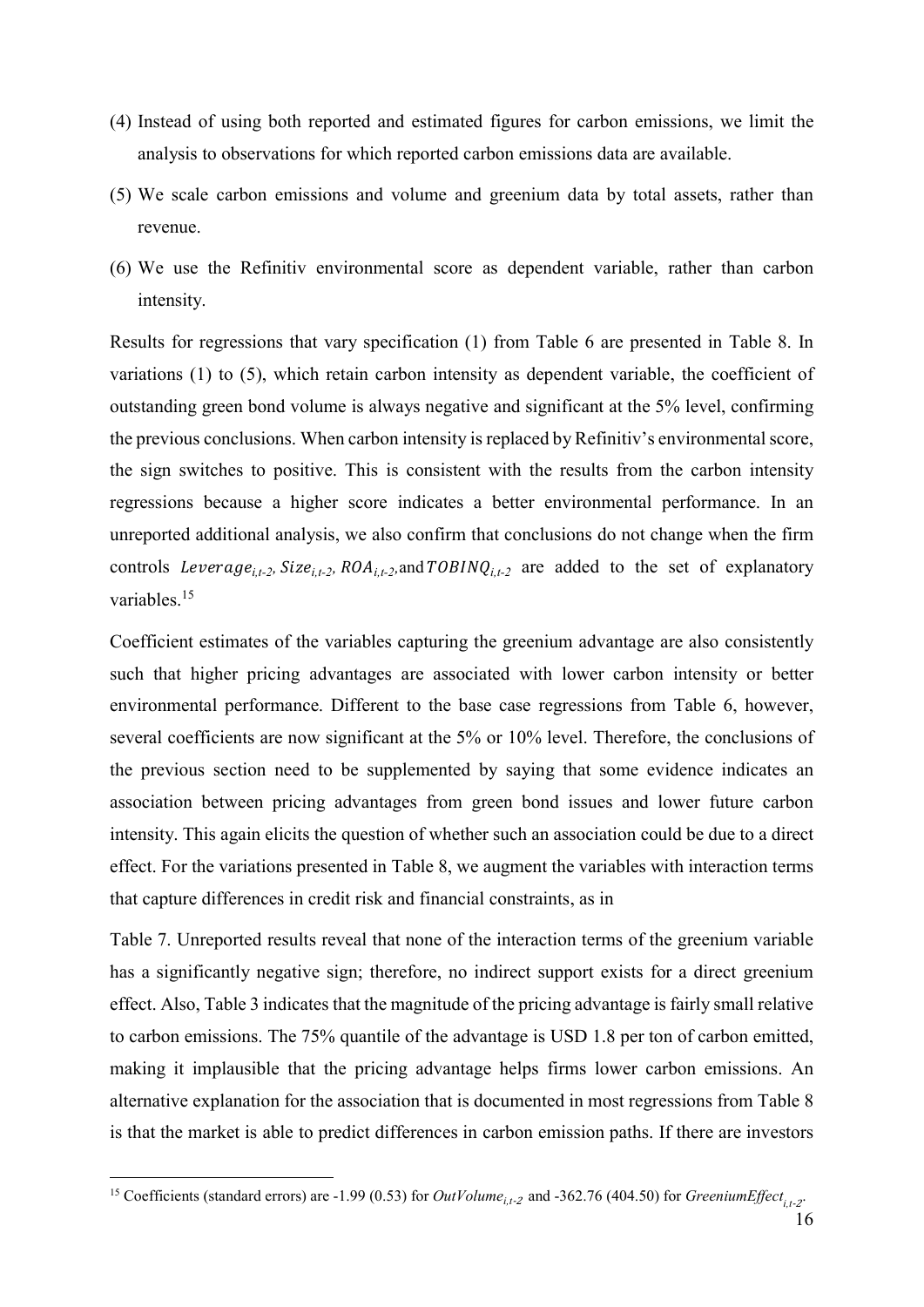(4) Instead of using both reported and estimated figures for carbon emissions, we limit the analysis to observations for which reported carbon emissions data are available.

(5) We scale carbon emissions and volume and greenium data by total assets, rather than revenue.

(6) We use the Refinitiv environmental score as dependent variable, rather than carbon intensity.

Results for regressions that vary specification (1) from Table 6 are presented in Table 8. In variations (1) to (5), which retain carbon intensity as dependent variable, the coefficient of outstanding green bond volume is always negative and significant at the 5% level, confirming the previous conclusions. When carbon intensity is replaced by Refinitiv's environmental score, the sign switches to positive. This is consistent with the results from the carbon intensity regressions because a higher score indicates a better environmental performance. In an unreported additional analysis, we also confirm that conclusions do not change when the firm controls $Leverage_{i,t-2}$, $Size_{i,t-2}$, $ROA_{i,t-2}$, and $TOBINQ_{i,t-2}$ are added to the set of explanatory variables.[15]

Coefficient estimates of the variables capturing the greenium advantage are also consistently such that higher pricing advantages are associated with lower carbon intensity or better environmental performance. Different to the base case regressions from Table 6, however, several coefficients are now significant at the 5% or 10% level. Therefore, the conclusions of the previous section need to be supplemented by saying that some evidence indicates an association between pricing advantages from green bond issues and lower future carbon intensity. This again elicits the question of whether such an association could be due to a direct effect. For the variations presented in Table 8, we augment the variables with interaction terms that capture differences in credit risk and financial constraints, as in

Table 7. Unreported results reveal that none of the interaction terms of the greenium variable has a significantly negative sign; therefore, no indirect support exists for a direct greenium effect. Also, Table 3 indicates that the magnitude of the pricing advantage is fairly small relative to carbon emissions. The 75% quantile of the advantage is USD 1.8 per ton of carbon emitted, making it implausible that the pricing advantage helps firms lower carbon emissions. An alternative explanation for the association that is documented in most regressions from Table 8 is that the market is able to predict differences in carbon emission paths. If there are investors

[15] Coefficients (standard errors) are -1.99 (0.53) for $OutVolume_{i,t-2}$ and -362.76 (404.50) for $GreeniumEffect_{i,t-2}$.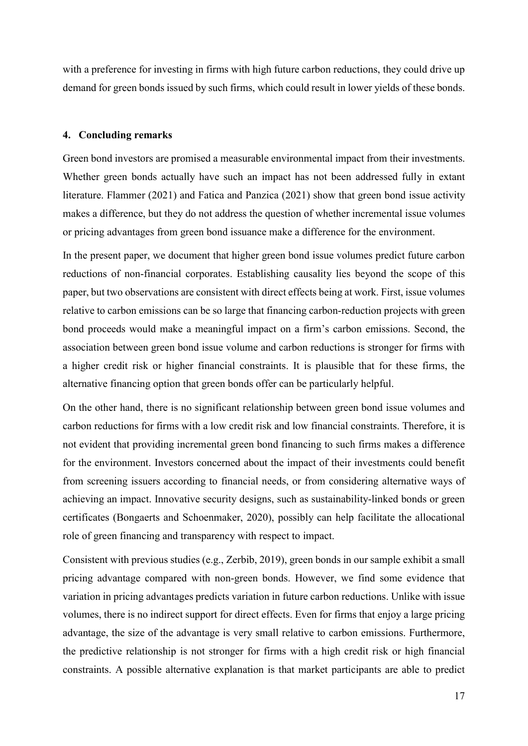with a preference for investing in firms with high future carbon reductions, they could drive up demand for green bonds issued by such firms, which could result in lower yields of these bonds.

## 4. Concluding remarks

Green bond investors are promised a measurable environmental impact from their investments. Whether green bonds actually have such an impact has not been addressed fully in extant literature. Flammer (2021) and Fatica and Panzica (2021) show that green bond issue activity makes a difference, but they do not address the question of whether incremental issue volumes or pricing advantages from green bond issuance make a difference for the environment.

In the present paper, we document that higher green bond issue volumes predict future carbon reductions of non-financial corporates. Establishing causality lies beyond the scope of this paper, but two observations are consistent with direct effects being at work. First, issue volumes relative to carbon emissions can be so large that financing carbon-reduction projects with green bond proceeds would make a meaningful impact on a firm's carbon emissions. Second, the association between green bond issue volume and carbon reductions is stronger for firms with a higher credit risk or higher financial constraints. It is plausible that for these firms, the alternative financing option that green bonds offer can be particularly helpful.

On the other hand, there is no significant relationship between green bond issue volumes and carbon reductions for firms with a low credit risk and low financial constraints. Therefore, it is not evident that providing incremental green bond financing to such firms makes a difference for the environment. Investors concerned about the impact of their investments could benefit from screening issuers according to financial needs, or from considering alternative ways of achieving an impact. Innovative security designs, such as sustainability-linked bonds or green certificates (Bongaerts and Schoenmaker, 2020), possibly can help facilitate the allocational role of green financing and transparency with respect to impact.

Consistent with previous studies (e.g., Zerbib, 2019), green bonds in our sample exhibit a small pricing advantage compared with non-green bonds. However, we find some evidence that variation in pricing advantages predicts variation in future carbon reductions. Unlike with issue volumes, there is no indirect support for direct effects. Even for firms that enjoy a large pricing advantage, the size of the advantage is very small relative to carbon emissions. Furthermore, the predictive relationship is not stronger for firms with a high credit risk or high financial constraints. A possible alternative explanation is that market participants are able to predict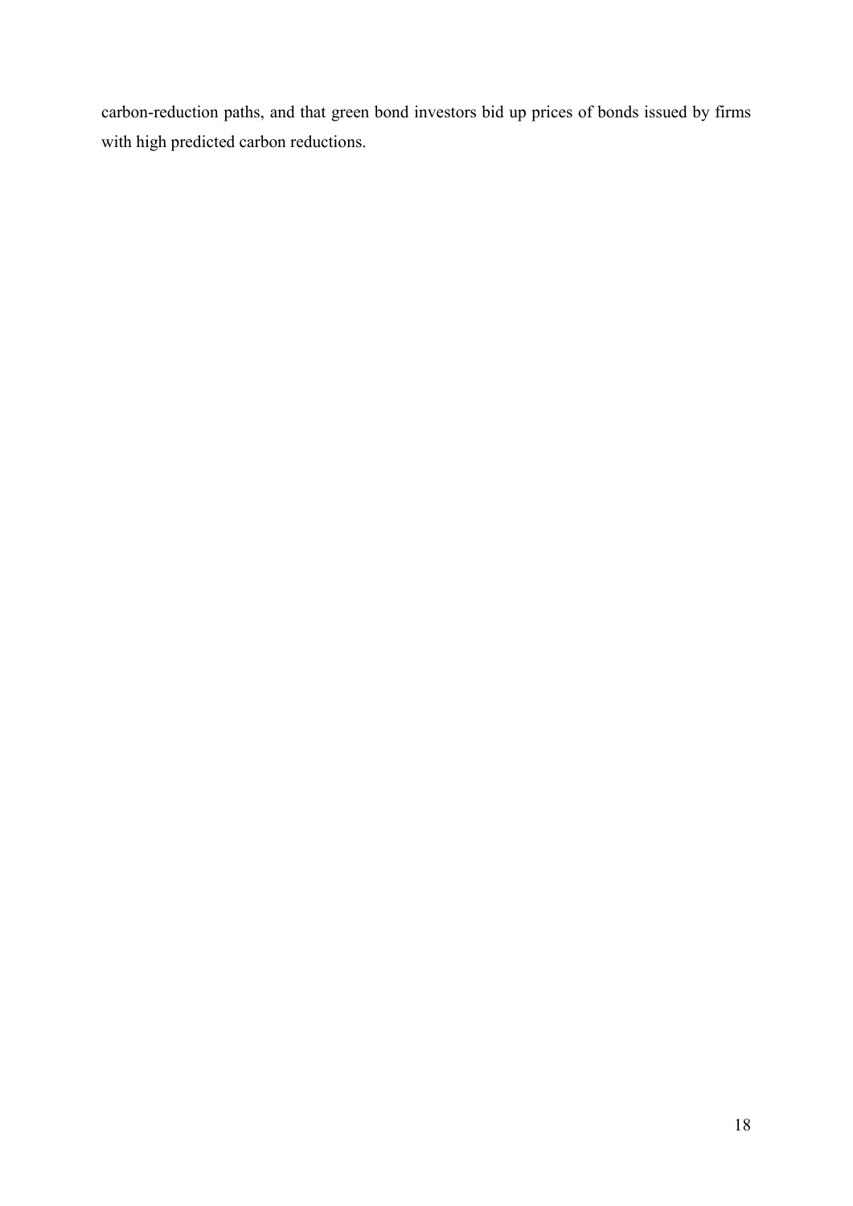carbon-reduction paths, and that green bond investors bid up prices of bonds issued by firms with high predicted carbon reductions.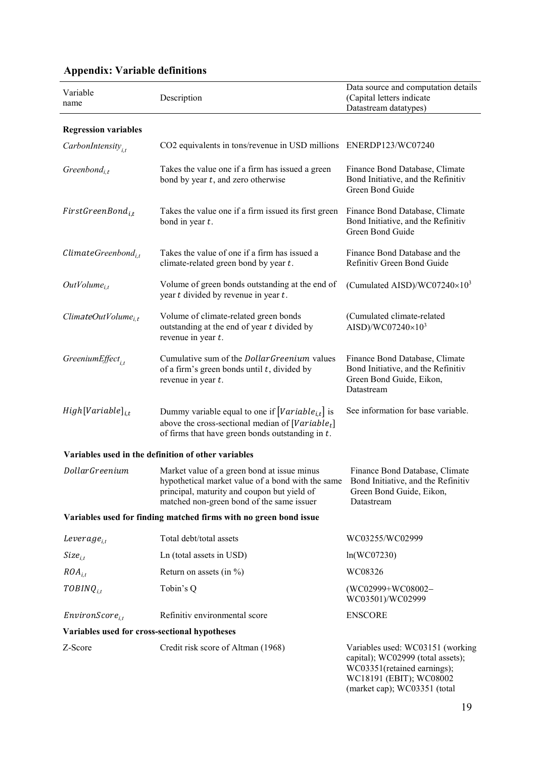## Appendix: Variable definitions

| Variable name | Description | Data source and computation details (Capital letters indicate Datastream datatypes) |
|---|---|---|
| **Regression variables** | | |
| $CarbonIntensity_{i,t}$ | $CO_2$ equivalents in tons/revenue in USD millions | ENERDP123/WC07240 |
| $Greenbond_{i,t}$ | Takes the value one if a firm has issued a green bond by year $t$, and zero otherwise | Finance Bond Database, Climate Bond Initiative, and the Refinitiv Green Bond Guide |
| $FirstGreenBond_{i,t}$ | Takes the value one if a firm issued its first green bond in year $t$. | Finance Bond Database, Climate Bond Initiative, and the Refinitiv Green Bond Guide |
| $ClimateGreenbond_{i,t}$ | Takes the value of one if a firm has issued a climate-related green bond by year $t$. | Finance Bond Database and the Refinitiv Green Bond Guide |
| $OutVolume_{i,t}$ | Volume of green bonds outstanding at the end of year $t$ divided by revenue in year $t$. | (Cumulated AISD)/WC07240×$10^3$ |
| $ClimateOutVolume_{i,t}$ | Volume of climate-related green bonds outstanding at the end of year $t$ divided by revenue in year $t$. | (Cumulated climate-related AISD)/WC07240×$10^3$ |
| $GreeniumEffect_{i,t}$ | Cumulative sum of the $DollarGreenium$ values of a firm's green bonds until $t$, divided by revenue in year $t$. | Finance Bond Database, Climate Bond Initiative, and the Refinitiv Green Bond Guide, Eikon, Datastream |
| $High[Variable]_{i,t}$ | Dummy variable equal to one if $[Variable_{i,t}]$ is above the cross-sectional median of $[Variable_t]$ of firms that have green bonds outstanding in $t$. | See information for base variable. |
| **Variables used in the definition of other variables** | | |
| $DollarGreenium$ | Market value of a green bond at issue minus hypothetical market value of a bond with the same principal, maturity and coupon but yield of matched non-green bond of the same issuer | Finance Bond Database, Climate Bond Initiative, and the Refinitiv Green Bond Guide, Eikon, Datastream |
| **Variables used for finding matched firms with no green bond issue** | | |
| $Leverage_{i,t}$ | Total debt/total assets | WC03255/WC02999 |
| $Size_{i,t}$ | Ln (total assets in USD) | ln(WC07230) |
| $ROA_{i,t}$ | Return on assets (in %) | WC08326 |
| $TOBINQ_{i,t}$ | Tobin's Q | (WC02999+WC08002−WC03501)/WC02999 |
| $EnvironScore_{i,t}$ | Refinitiv environmental score | ENSCORE |
| **Variables used for cross-sectional hypotheses** | | |
| Z-Score | Credit risk score of Altman (1968) | Variables used: WC03151 (working capital); WC02999 (total assets); WC03351(retained earnings); WC18191 (EBIT); WC08002 (market cap); WC03351 (total |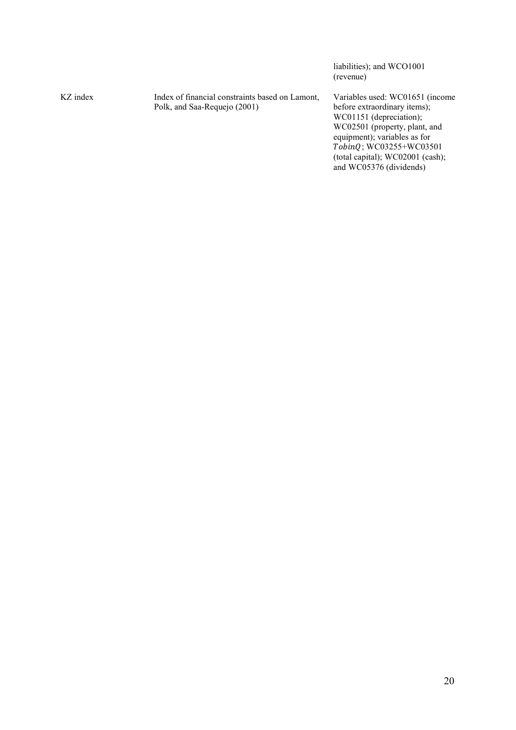| | | |
|---|---|---|
| | | liabilities); and WCO1001 (revenue) |
| KZ index | Index of financial constraints based on Lamont, Polk, and Saa-Requejo (2001) | Variables used: WC01651 (income before extraordinary items); WC01151 (depreciation); WC02501 (property, plant, and equipment); variables as for $TobinQ$; WC03255+WC03501 (total capital); WC02001 (cash); and WC05376 (dividends) |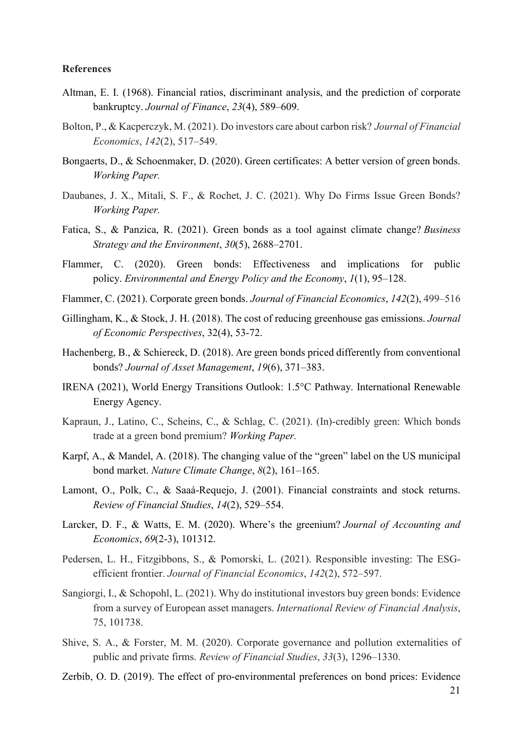**References**

Altman, E. I. (1968). Financial ratios, discriminant analysis, and the prediction of corporate bankruptcy. *Journal of Finance*, *23*(4), 589–609.

Bolton, P., & Kacperczyk, M. (2021). Do investors care about carbon risk? *Journal of Financial Economics*, *142*(2), 517–549.

Bongaerts, D., & Schoenmaker, D. (2020). Green certificates: A better version of green bonds. *Working Paper.*

Daubanes, J. X., Mitali, S. F., & Rochet, J. C. (2021). Why Do Firms Issue Green Bonds? *Working Paper.*

Fatica, S., & Panzica, R. (2021). Green bonds as a tool against climate change? *Business Strategy and the Environment*, *30*(5), 2688–2701.

Flammer, C. (2020). Green bonds: Effectiveness and implications for public policy. *Environmental and Energy Policy and the Economy*, *1*(1), 95–128.

Flammer, C. (2021). Corporate green bonds. *Journal of Financial Economics*, *142*(2), 499–516

Gillingham, K., & Stock, J. H. (2018). The cost of reducing greenhouse gas emissions. *Journal of Economic Perspectives*, 32(4), 53-72.

Hachenberg, B., & Schiereck, D. (2018). Are green bonds priced differently from conventional bonds? *Journal of Asset Management*, *19*(6), 371–383.

IRENA (2021), World Energy Transitions Outlook: 1.5°C Pathway. International Renewable Energy Agency.

Kapraun, J., Latino, C., Scheins, C., & Schlag, C. (2021). (In)-credibly green: Which bonds trade at a green bond premium? *Working Paper.*

Karpf, A., & Mandel, A. (2018). The changing value of the "green" label on the US municipal bond market. *Nature Climate Change*, *8*(2), 161–165.

Lamont, O., Polk, C., & Saaá-Requejo, J. (2001). Financial constraints and stock returns. *Review of Financial Studies*, *14*(2), 529–554.

Larcker, D. F., & Watts, E. M. (2020). Where's the greenium? *Journal of Accounting and Economics*, *69*(2-3), 101312.

Pedersen, L. H., Fitzgibbons, S., & Pomorski, L. (2021). Responsible investing: The ESG-efficient frontier. *Journal of Financial Economics*, *142*(2), 572–597.

Sangiorgi, I., & Schopohl, L. (2021). Why do institutional investors buy green bonds: Evidence from a survey of European asset managers. *International Review of Financial Analysis*, 75, 101738.

Shive, S. A., & Forster, M. M. (2020). Corporate governance and pollution externalities of public and private firms. *Review of Financial Studies*, *33*(3), 1296–1330.

Zerbib, O. D. (2019). The effect of pro-environmental preferences on bond prices: Evidence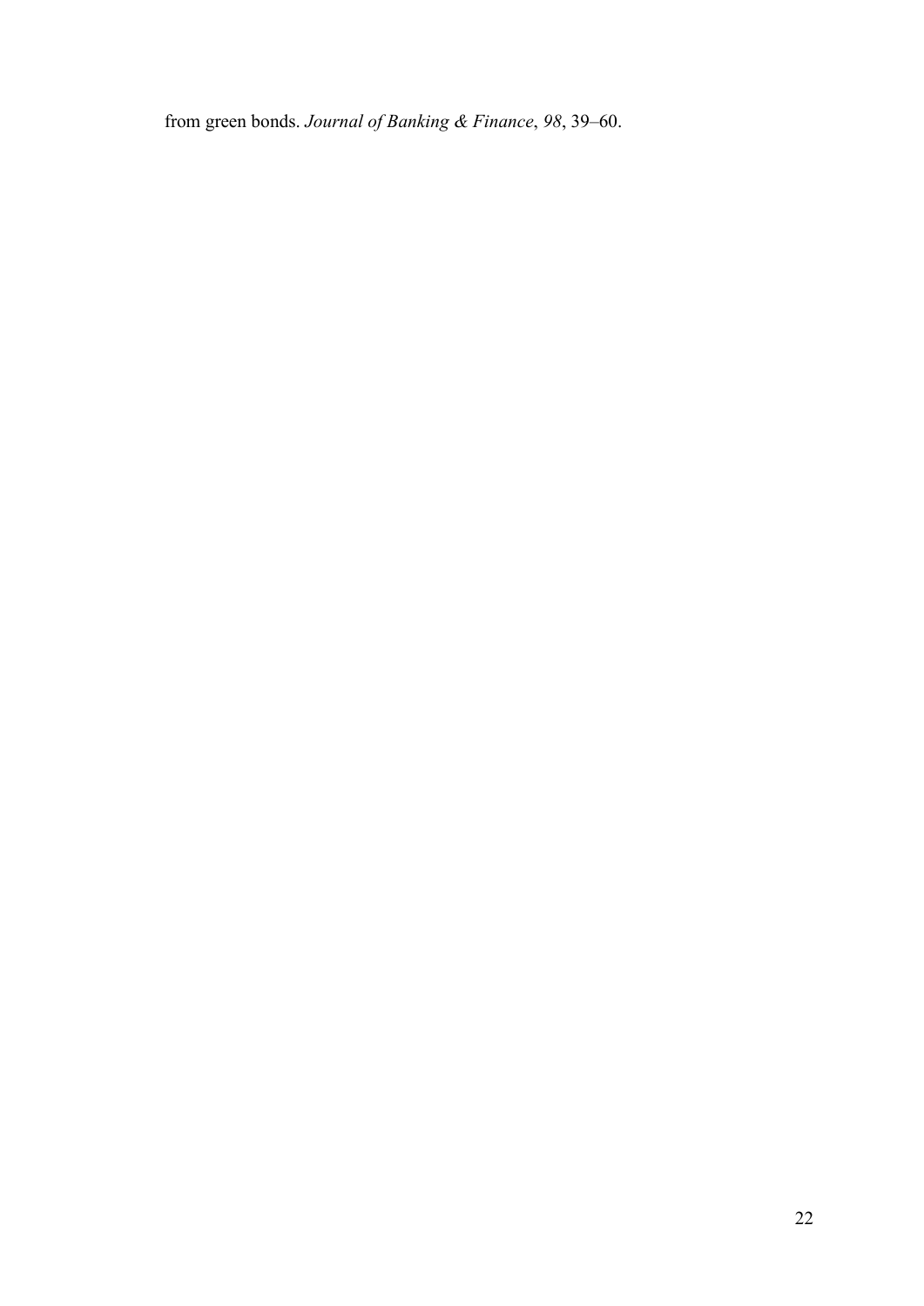from green bonds. *Journal of Banking & Finance*, *98*, 39–60.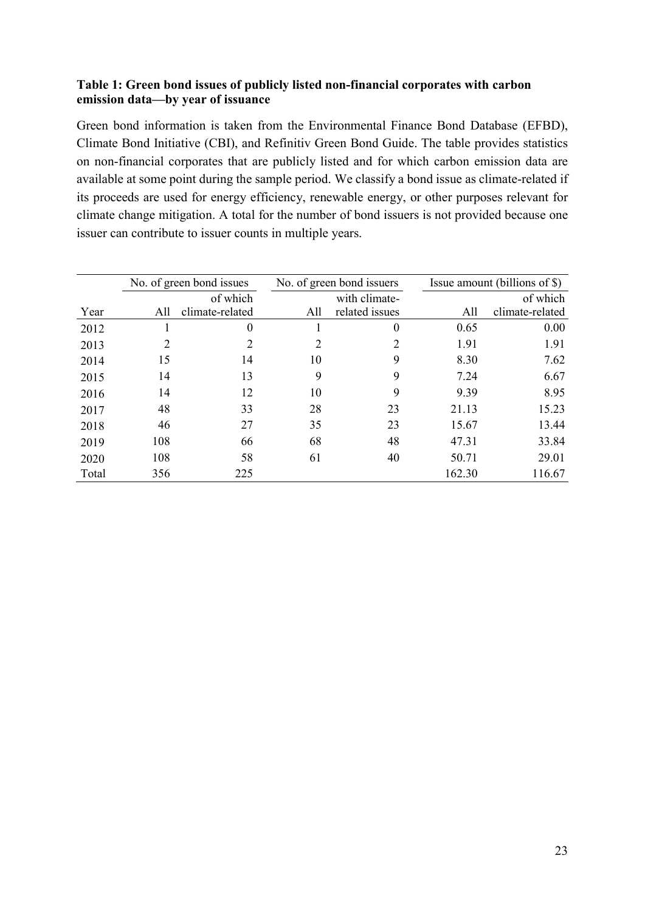**Table 1: Green bond issues of publicly listed non-financial corporates with carbon emission data—by year of issuance**

Green bond information is taken from the Environmental Finance Bond Database (EFBD), Climate Bond Initiative (CBI), and Refinitiv Green Bond Guide. The table provides statistics on non-financial corporates that are publicly listed and for which carbon emission data are available at some point during the sample period. We classify a bond issue as climate-related if its proceeds are used for energy efficiency, renewable energy, or other purposes relevant for climate change mitigation. A total for the number of bond issuers is not provided because one issuer can contribute to issuer counts in multiple years.

| | No. of green bond issues | | No. of green bond issuers | | Issue amount (billions of $) | |
|---|---|---|---|---|---|---|
| Year | All | of which climate-related | All | with climate-related issues | All | of which climate-related |
| 2012 | 1 | 0 | 1 | 0 | 0.65 | 0.00 |
| 2013 | 2 | 2 | 2 | 2 | 1.91 | 1.91 |
| 2014 | 15 | 14 | 10 | 9 | 8.30 | 7.62 |
| 2015 | 14 | 13 | 9 | 9 | 7.24 | 6.67 |
| 2016 | 14 | 12 | 10 | 9 | 9.39 | 8.95 |
| 2017 | 48 | 33 | 28 | 23 | 21.13 | 15.23 |
| 2018 | 46 | 27 | 35 | 23 | 15.67 | 13.44 |
| 2019 | 108 | 66 | 68 | 48 | 47.31 | 33.84 |
| 2020 | 108 | 58 | 61 | 40 | 50.71 | 29.01 |
| Total | 356 | 225 | | | 162.30 | 116.67 |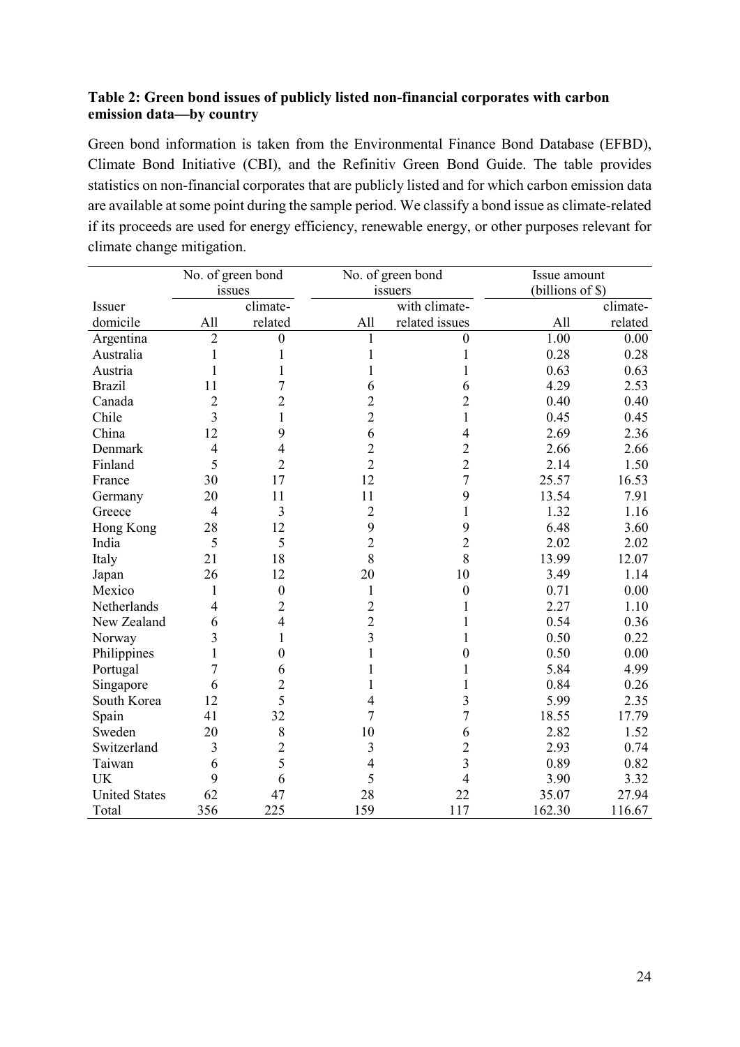**Table 2: Green bond issues of publicly listed non-financial corporates with carbon emission data—by country**

Green bond information is taken from the Environmental Finance Bond Database (EFBD), Climate Bond Initiative (CBI), and the Refinitiv Green Bond Guide. The table provides statistics on non-financial corporates that are publicly listed and for which carbon emission data are available at some point during the sample period. We classify a bond issue as climate-related if its proceeds are used for energy efficiency, renewable energy, or other purposes relevant for climate change mitigation.

| | No. of green bond issues | | No. of green bond issuers | | Issue amount (billions of $) | |
|---|---|---|---|---|---|---|
| Issuer domicile | All | climate-related | All | with climate-related issues | All | climate-related |
| Argentina | 2 | 0 | 1 | 0 | 1.00 | 0.00 |
| Australia | 1 | 1 | 1 | 1 | 0.28 | 0.28 |
| Austria | 1 | 1 | 1 | 1 | 0.63 | 0.63 |
| Brazil | 11 | 7 | 6 | 6 | 4.29 | 2.53 |
| Canada | 2 | 2 | 2 | 2 | 0.40 | 0.40 |
| Chile | 3 | 1 | 2 | 1 | 0.45 | 0.45 |
| China | 12 | 9 | 6 | 4 | 2.69 | 2.36 |
| Denmark | 4 | 4 | 2 | 2 | 2.66 | 2.66 |
| Finland | 5 | 2 | 2 | 2 | 2.14 | 1.50 |
| France | 30 | 17 | 12 | 7 | 25.57 | 16.53 |
| Germany | 20 | 11 | 11 | 9 | 13.54 | 7.91 |
| Greece | 4 | 3 | 2 | 1 | 1.32 | 1.16 |
| Hong Kong | 28 | 12 | 9 | 9 | 6.48 | 3.60 |
| India | 5 | 5 | 2 | 2 | 2.02 | 2.02 |
| Italy | 21 | 18 | 8 | 8 | 13.99 | 12.07 |
| Japan | 26 | 12 | 20 | 10 | 3.49 | 1.14 |
| Mexico | 1 | 0 | 1 | 0 | 0.71 | 0.00 |
| Netherlands | 4 | 2 | 2 | 1 | 2.27 | 1.10 |
| New Zealand | 6 | 4 | 2 | 1 | 0.54 | 0.36 |
| Norway | 3 | 1 | 3 | 1 | 0.50 | 0.22 |
| Philippines | 1 | 0 | 1 | 0 | 0.50 | 0.00 |
| Portugal | 7 | 6 | 1 | 1 | 5.84 | 4.99 |
| Singapore | 6 | 2 | 1 | 1 | 0.84 | 0.26 |
| South Korea | 12 | 5 | 4 | 3 | 5.99 | 2.35 |
| Spain | 41 | 32 | 7 | 7 | 18.55 | 17.79 |
| Sweden | 20 | 8 | 10 | 6 | 2.82 | 1.52 |
| Switzerland | 3 | 2 | 3 | 2 | 2.93 | 0.74 |
| Taiwan | 6 | 5 | 4 | 3 | 0.89 | 0.82 |
| UK | 9 | 6 | 5 | 4 | 3.90 | 3.32 |
| United States | 62 | 47 | 28 | 22 | 35.07 | 27.94 |
| Total | 356 | 225 | 159 | 117 | 162.30 | 116.67 |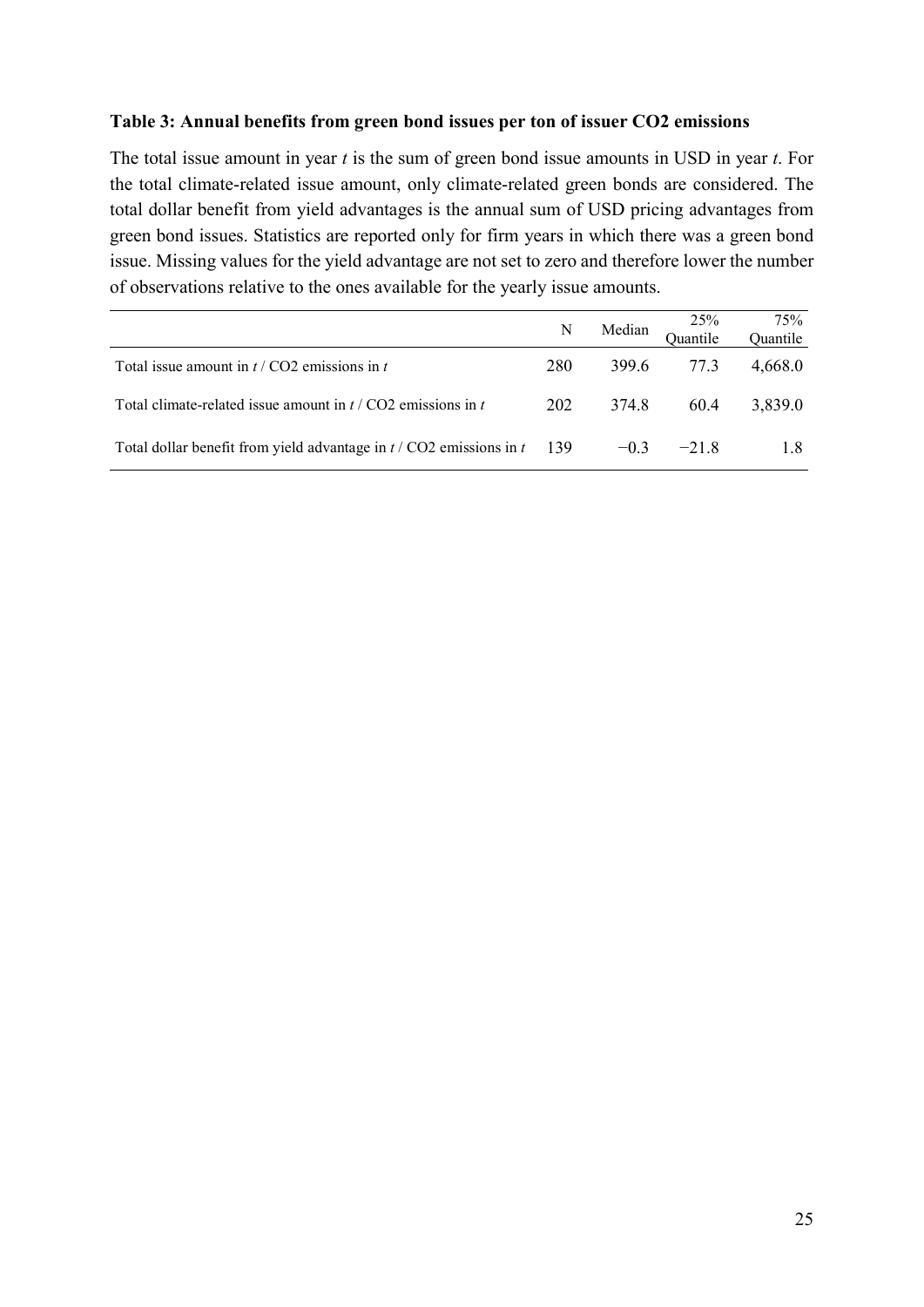**Table 3: Annual benefits from green bond issues per ton of issuer CO2 emissions**

The total issue amount in year *t* is the sum of green bond issue amounts in USD in year *t*. For the total climate-related issue amount, only climate-related green bonds are considered. The total dollar benefit from yield advantages is the annual sum of USD pricing advantages from green bond issues. Statistics are reported only for firm years in which there was a green bond issue. Missing values for the yield advantage are not set to zero and therefore lower the number of observations relative to the ones available for the yearly issue amounts.

| | N | Median | 25% Quantile | 75% Quantile |
|---|---|---|---|---|
| Total issue amount in *t* / CO2 emissions in *t* | 280 | 399.6 | 77.3 | 4,668.0 |
| Total climate-related issue amount in *t* / CO2 emissions in *t* | 202 | 374.8 | 60.4 | 3,839.0 |
| Total dollar benefit from yield advantage in *t* / CO2 emissions in *t* | 139 | −0.3 | −21.8 | 1.8 |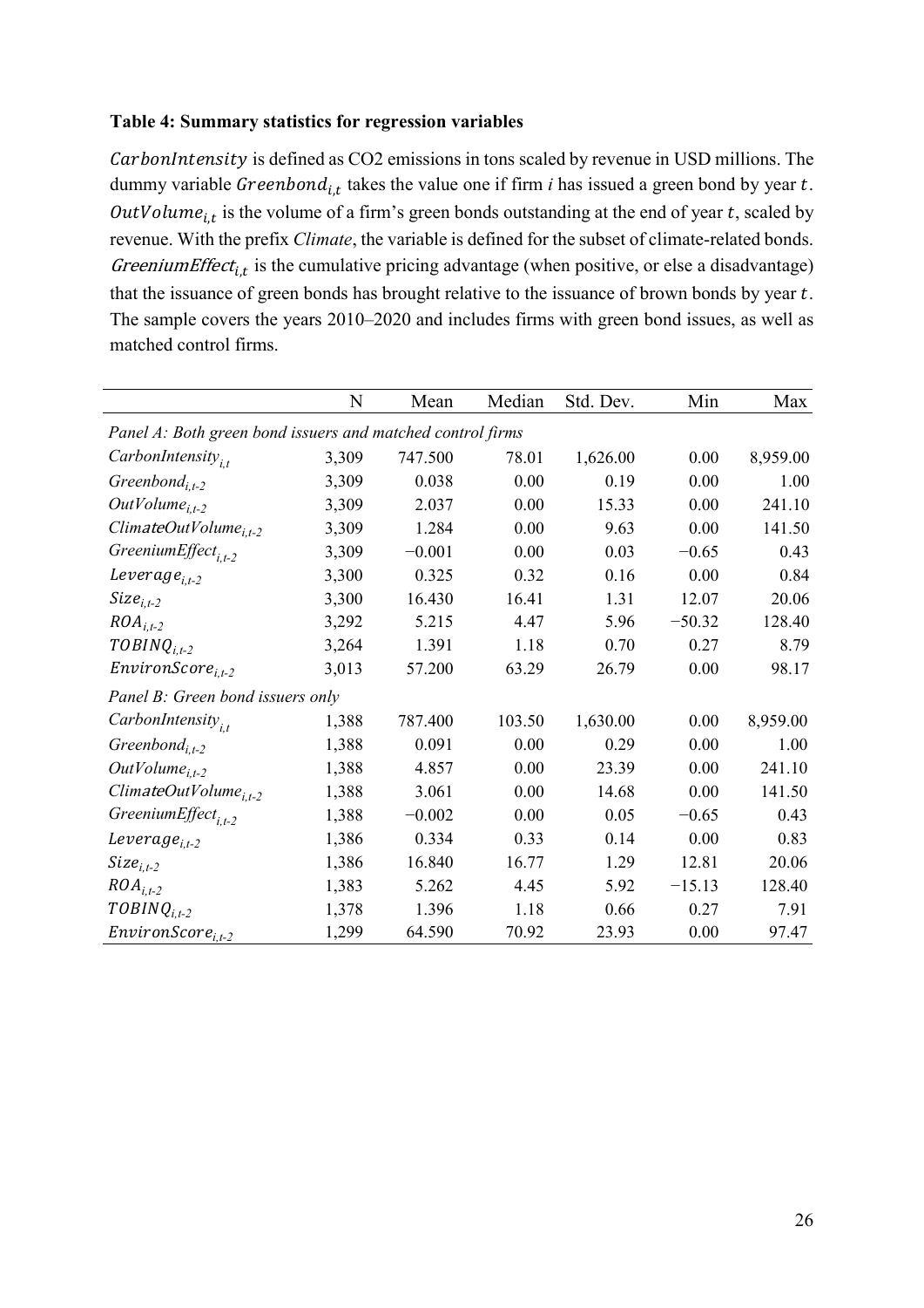**Table 4: Summary statistics for regression variables**

$CarbonIntensity$ is defined as $CO_2$ emissions in tons scaled by revenue in USD millions. The dummy variable $Greenbond_{i,t}$ takes the value one if firm $i$ has issued a green bond by year $t$. $OutVolume_{i,t}$ is the volume of a firm's green bonds outstanding at the end of year $t$, scaled by revenue. With the prefix *Climate*, the variable is defined for the subset of climate-related bonds. $GreeniumEffect_{i,t}$ is the cumulative pricing advantage (when positive, or else a disadvantage) that the issuance of green bonds has brought relative to the issuance of brown bonds by year $t$. The sample covers the years 2010–2020 and includes firms with green bond issues, as well as matched control firms.

| | N | Mean | Median | Std. Dev. | Min | Max |
|---|---|---|---|---|---|---|
| *Panel A: Both green bond issuers and matched control firms* | | | | | | |
| $CarbonIntensity_{i,t}$ | 3,309 | 747.500 | 78.01 | 1,626.00 | 0.00 | 8,959.00 |
| $Greenbond_{i,t-2}$ | 3,309 | 0.038 | 0.00 | 0.19 | 0.00 | 1.00 |
| $OutVolume_{i,t-2}$ | 3,309 | 2.037 | 0.00 | 15.33 | 0.00 | 241.10 |
| $ClimateOutVolume_{i,t-2}$ | 3,309 | 1.284 | 0.00 | 9.63 | 0.00 | 141.50 |
| $GreeniumEffect_{i,t-2}$ | 3,309 | −0.001 | 0.00 | 0.03 | −0.65 | 0.43 |
| $Leverage_{i,t-2}$ | 3,300 | 0.325 | 0.32 | 0.16 | 0.00 | 0.84 |
| $Size_{i,t-2}$ | 3,300 | 16.430 | 16.41 | 1.31 | 12.07 | 20.06 |
| $ROA_{i,t-2}$ | 3,292 | 5.215 | 4.47 | 5.96 | −50.32 | 128.40 |
| $TOBINQ_{i,t-2}$ | 3,264 | 1.391 | 1.18 | 0.70 | 0.27 | 8.79 |
| $EnvironScore_{i,t-2}$ | 3,013 | 57.200 | 63.29 | 26.79 | 0.00 | 98.17 |
| *Panel B: Green bond issuers only* | | | | | | |
| $CarbonIntensity_{i,t}$ | 1,388 | 787.400 | 103.50 | 1,630.00 | 0.00 | 8,959.00 |
| $Greenbond_{i,t-2}$ | 1,388 | 0.091 | 0.00 | 0.29 | 0.00 | 1.00 |
| $OutVolume_{i,t-2}$ | 1,388 | 4.857 | 0.00 | 23.39 | 0.00 | 241.10 |
| $ClimateOutVolume_{i,t-2}$ | 1,388 | 3.061 | 0.00 | 14.68 | 0.00 | 141.50 |
| $GreeniumEffect_{i,t-2}$ | 1,388 | −0.002 | 0.00 | 0.05 | −0.65 | 0.43 |
| $Leverage_{i,t-2}$ | 1,386 | 0.334 | 0.33 | 0.14 | 0.00 | 0.83 |
| $Size_{i,t-2}$ | 1,386 | 16.840 | 16.77 | 1.29 | 12.81 | 20.06 |
| $ROA_{i,t-2}$ | 1,383 | 5.262 | 4.45 | 5.92 | −15.13 | 128.40 |
| $TOBINQ_{i,t-2}$ | 1,378 | 1.396 | 1.18 | 0.66 | 0.27 | 7.91 |
| $EnvironScore_{i,t-2}$ | 1,299 | 64.590 | 70.92 | 23.93 | 0.00 | 97.47 |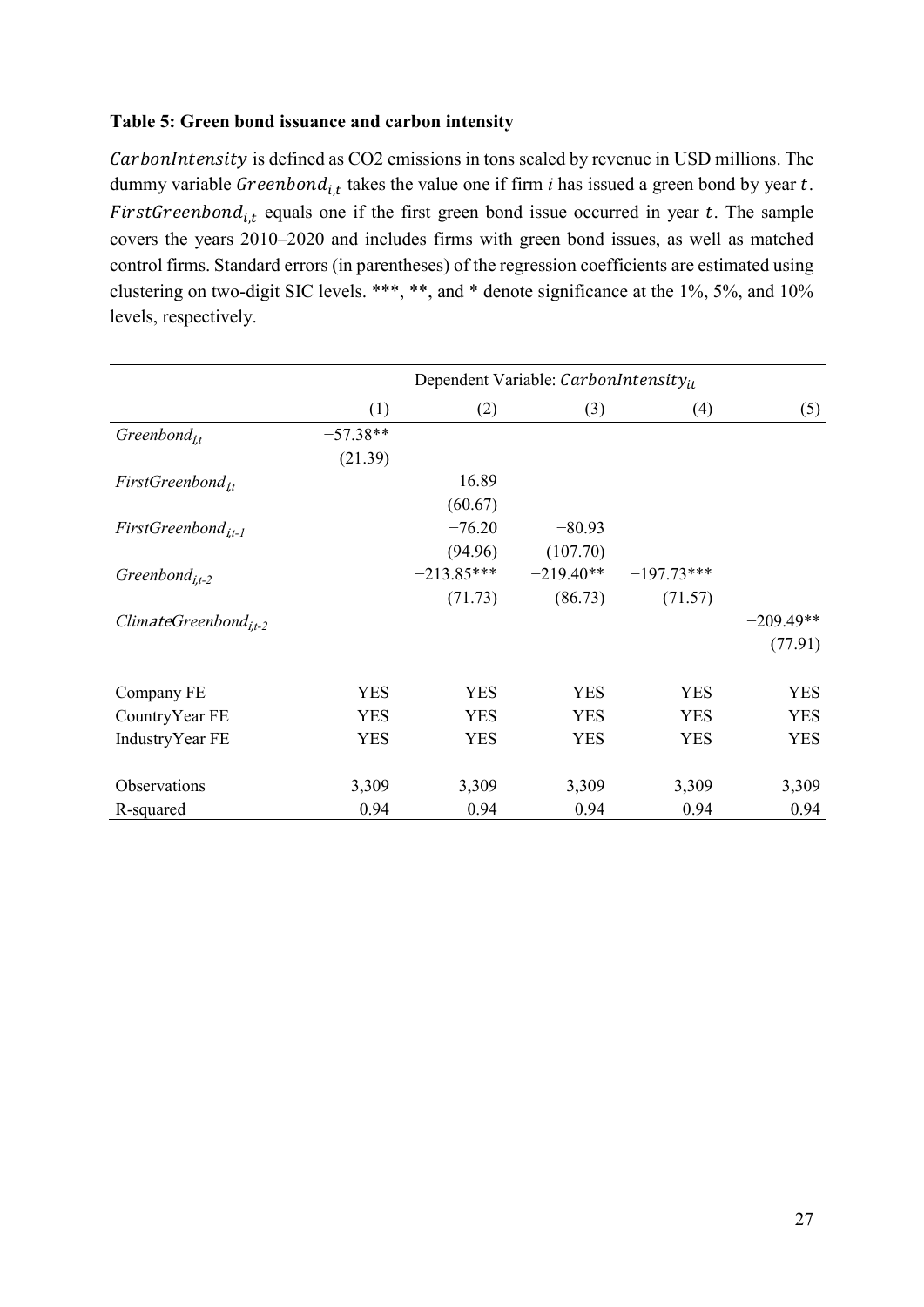**Table 5: Green bond issuance and carbon intensity**

$CarbonIntensity$ is defined as CO2 emissions in tons scaled by revenue in USD millions. The dummy variable $Greenbond_{i,t}$ takes the value one if firm $i$ has issued a green bond by year $t$. $FirstGreenbond_{i,t}$ equals one if the first green bond issue occurred in year $t$. The sample covers the years 2010–2020 and includes firms with green bond issues, as well as matched control firms. Standard errors (in parentheses) of the regression coefficients are estimated using clustering on two-digit SIC levels. ***, **, and * denote significance at the 1%, 5%, and 10% levels, respectively.

| | Dependent Variable: $CarbonIntensity_{it}$ | | | | |
|---|---|---|---|---|---|
| | (1) | (2) | (3) | (4) | (5) |
| $Greenbond_{i,t}$ | −57.38** | | | | |
| | (21.39) | | | | |
| $FirstGreenbond_{i,t}$ | | 16.89 | | | |
| | | (60.67) | | | |
| $FirstGreenbond_{i,t-1}$ | | −76.20 | −80.93 | | |
| | | (94.96) | (107.70) | | |
| $Greenbond_{i,t-2}$ | | −213.85*** | −219.40** | −197.73*** | |
| | | (71.73) | (86.73) | (71.57) | |
| $ClimateGreenbond_{i,t-2}$ | | | | | −209.49** |
| | | | | | (77.91) |
| Company FE | YES | YES | YES | YES | YES |
| CountryYear FE | YES | YES | YES | YES | YES |
| IndustryYear FE | YES | YES | YES | YES | YES |
| Observations | 3,309 | 3,309 | 3,309 | 3,309 | 3,309 |
| R-squared | 0.94 | 0.94 | 0.94 | 0.94 | 0.94 |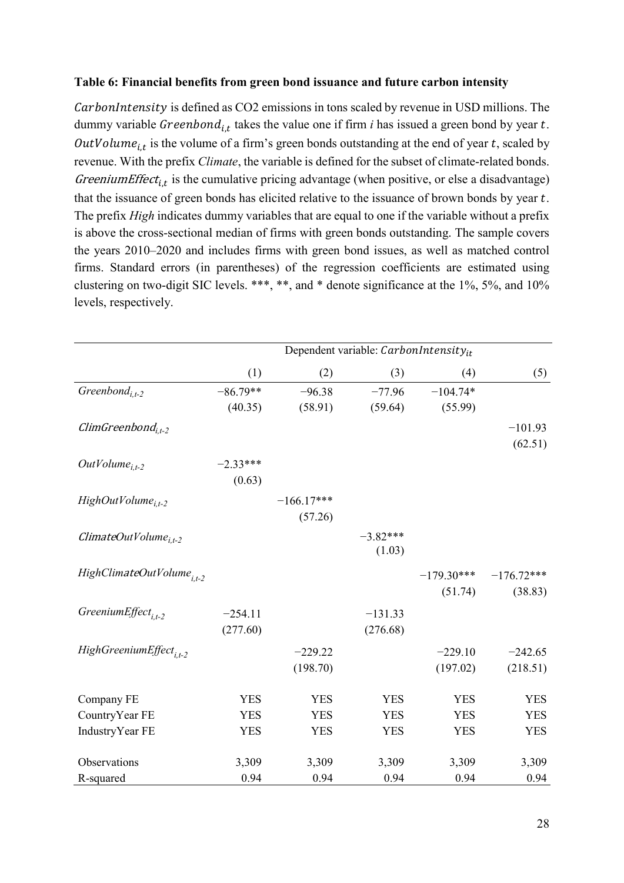**Table 6: Financial benefits from green bond issuance and future carbon intensity**

$CarbonIntensity$ is defined as CO2 emissions in tons scaled by revenue in USD millions. The dummy variable $Greenbond_{i,t}$ takes the value one if firm $i$ has issued a green bond by year $t$. $OutVolume_{i,t}$ is the volume of a firm's green bonds outstanding at the end of year $t$, scaled by revenue. With the prefix *Climate*, the variable is defined for the subset of climate-related bonds. $GreeniumEffect_{i,t}$ is the cumulative pricing advantage (when positive, or else a disadvantage) that the issuance of green bonds has elicited relative to the issuance of brown bonds by year $t$. The prefix *High* indicates dummy variables that are equal to one if the variable without a prefix is above the cross-sectional median of firms with green bonds outstanding. The sample covers the years 2010–2020 and includes firms with green bond issues, as well as matched control firms. Standard errors (in parentheses) of the regression coefficients are estimated using clustering on two-digit SIC levels. ***, **, and * denote significance at the 1%, 5%, and 10% levels, respectively.

| | Dependent variable: $CarbonIntensity_{it}$ | | | | |
|---|---|---|---|---|---|
| | (1) | (2) | (3) | (4) | (5) |
| $Greenbond_{i,t-2}$ | −86.79** | −96.38 | −77.96 | −104.74* | |
| | (40.35) | (58.91) | (59.64) | (55.99) | |
| $ClimGreenbond_{i,t-2}$ | | | | | −101.93 |
| | | | | | (62.51) |
| $OutVolume_{i,t-2}$ | −2.33*** | | | | |
| | (0.63) | | | | |
| $HighOutVolume_{i,t-2}$ | | −166.17*** | | | |
| | | (57.26) | | | |
| $ClimateOutVolume_{i,t-2}$ | | | −3.82*** | | |
| | | | (1.03) | | |
| $HighClimateOutVolume_{i,t-2}$ | | | | −179.30*** | −176.72*** |
| | | | | (51.74) | (38.83) |
| $GreeniumEffect_{i,t-2}$ | −254.11 | | −131.33 | | |
| | (277.60) | | (276.68) | | |
| $HighGreeniumEffect_{i,t-2}$ | | −229.22 | | −229.10 | −242.65 |
| | | (198.70) | | (197.02) | (218.51) |
| Company FE | YES | YES | YES | YES | YES |
| CountryYear FE | YES | YES | YES | YES | YES |
| IndustryYear FE | YES | YES | YES | YES | YES |
| Observations | 3,309 | 3,309 | 3,309 | 3,309 | 3,309 |
| R-squared | 0.94 | 0.94 | 0.94 | 0.94 | 0.94 |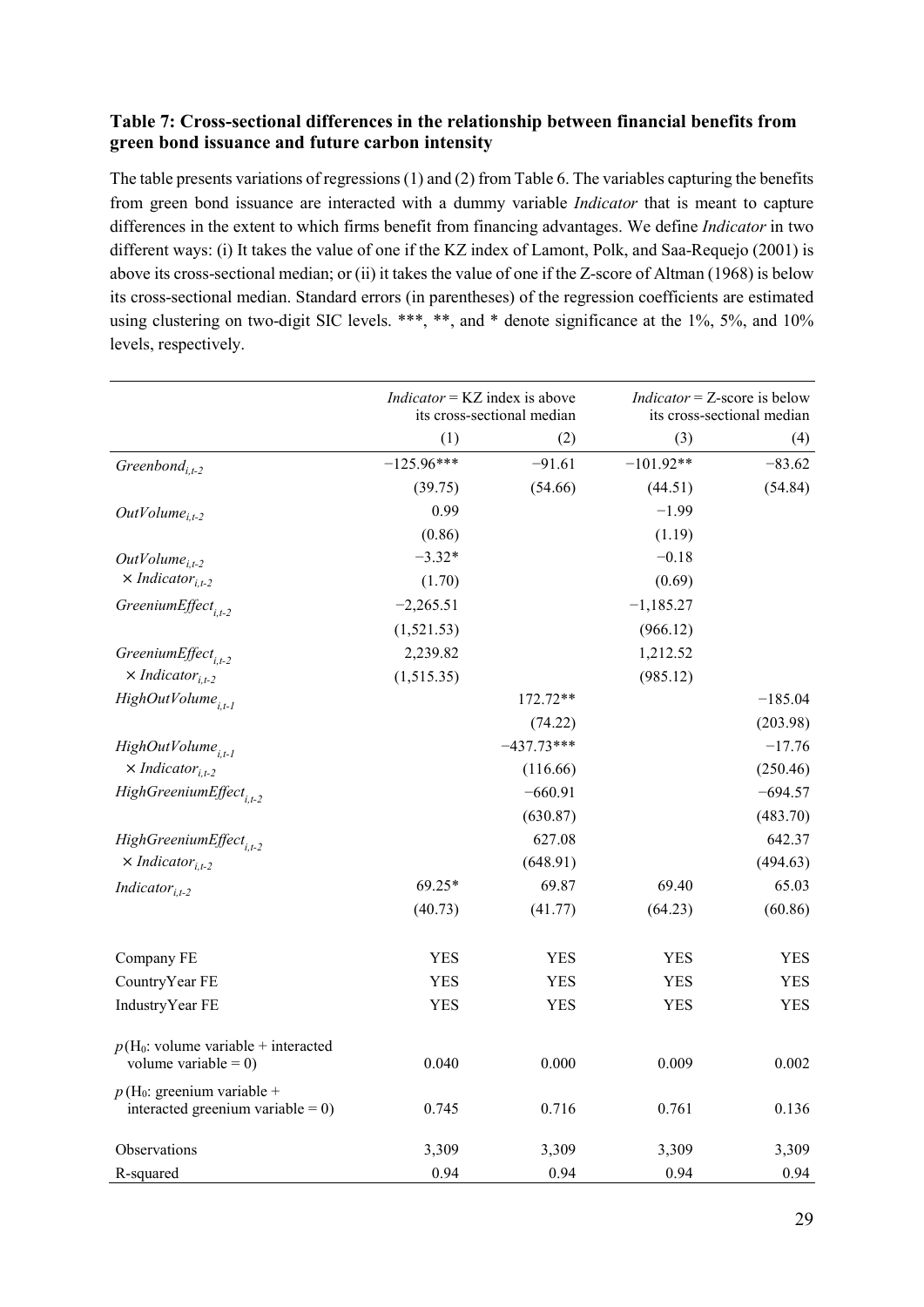### Table 7: Cross-sectional differences in the relationship between financial benefits from green bond issuance and future carbon intensity

The table presents variations of regressions (1) and (2) from Table 6. The variables capturing the benefits from green bond issuance are interacted with a dummy variable *Indicator* that is meant to capture differences in the extent to which firms benefit from financing advantages. We define *Indicator* in two different ways: (i) It takes the value of one if the KZ index of Lamont, Polk, and Saa-Requejo (2001) is above its cross-sectional median; or (ii) it takes the value of one if the Z-score of Altman (1968) is below its cross-sectional median. Standard errors (in parentheses) of the regression coefficients are estimated using clustering on two-digit SIC levels. \*\*\*, \*\*, and \* denote significance at the 1%, 5%, and 10% levels, respectively.

| | *Indicator* = KZ index is above its cross-sectional median | | *Indicator* = Z-score is below its cross-sectional median | |
|---|---|---|---|---|
| | (1) | (2) | (3) | (4) |
| $Greenbond_{i,t-2}$ | −125.96*** | −91.61 | −101.92** | −83.62 |
| | (39.75) | (54.66) | (44.51) | (54.84) |
| $OutVolume_{i,t-2}$ | 0.99 | | −1.99 | |
| | (0.86) | | (1.19) | |
| $OutVolume_{i,t-2}$ $\times$ $Indicator_{i,t-2}$ | −3.32* | | −0.18 | |
| | (1.70) | | (0.69) | |
| $GreeniumEffect_{i,t-2}$ | −2,265.51 | | −1,185.27 | |
| | (1,521.53) | | (966.12) | |
| $GreeniumEffect_{i,t-2}$ $\times$ $Indicator_{i,t-2}$ | 2,239.82 | | 1,212.52 | |
| | (1,515.35) | | (985.12) | |
| $HighOutVolume_{i,t-1}$ | | 172.72** | | −185.04 |
| | | (74.22) | | (203.98) |
| $HighOutVolume_{i,t-1}$ $\times$ $Indicator_{i,t-2}$ | | −437.73*** | | −17.76 |
| | | (116.66) | | (250.46) |
| $HighGreeniumEffect_{i,t-2}$ | | −660.91 | | −694.57 |
| | | (630.87) | | (483.70) |
| $HighGreeniumEffect_{i,t-2}$ $\times$ $Indicator_{i,t-2}$ | | 627.08 | | 642.37 |
| | | (648.91) | | (494.63) |
| $Indicator_{i,t-2}$ | 69.25* | 69.87 | 69.40 | 65.03 |
| | (40.73) | (41.77) | (64.23) | (60.86) |
| Company FE | YES | YES | YES | YES |
| CountryYear FE | YES | YES | YES | YES |
| IndustryYear FE | YES | YES | YES | YES |
| $p$($H_0$: volume variable + interacted volume variable = 0) | 0.040 | 0.000 | 0.009 | 0.002 |
| $p$($H_0$: greenium variable + interacted greenium variable = 0) | 0.745 | 0.716 | 0.761 | 0.136 |
| Observations | 3,309 | 3,309 | 3,309 | 3,309 |
| R-squared | 0.94 | 0.94 | 0.94 | 0.94 |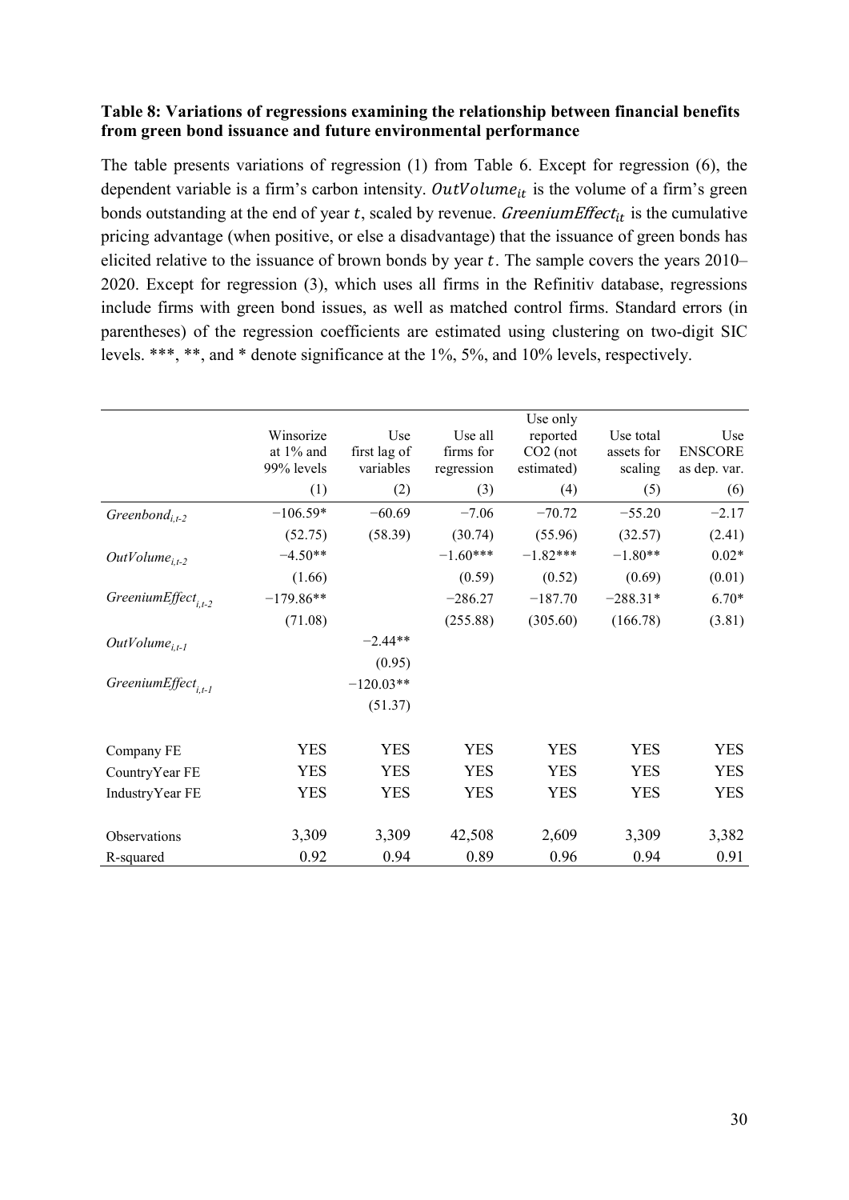**Table 8: Variations of regressions examining the relationship between financial benefits from green bond issuance and future environmental performance**

The table presents variations of regression (1) from Table 6. Except for regression (6), the dependent variable is a firm's carbon intensity. $OutVolume_{it}$ is the volume of a firm's green bonds outstanding at the end of year $t$, scaled by revenue. $GreeniumEffect_{it}$ is the cumulative pricing advantage (when positive, or else a disadvantage) that the issuance of green bonds has elicited relative to the issuance of brown bonds by year $t$. The sample covers the years 2010–2020. Except for regression (3), which uses all firms in the Refinitiv database, regressions include firms with green bond issues, as well as matched control firms. Standard errors (in parentheses) of the regression coefficients are estimated using clustering on two-digit SIC levels. ***, **, and * denote significance at the 1%, 5%, and 10% levels, respectively.

| | Winsorize at 1% and 99% levels | Use first lag of variables | Use all firms for regression | Use only reported CO2 (not estimated) | Use total assets for scaling | Use ENSCORE as dep. var. |
|---|---|---|---|---|---|---|
| | (1) | (2) | (3) | (4) | (5) | (6) |
| $Greenbond_{i,t-2}$ | −106.59* | −60.69 | −7.06 | −70.72 | −55.20 | −2.17 |
| | (52.75) | (58.39) | (30.74) | (55.96) | (32.57) | (2.41) |
| $OutVolume_{i,t-2}$ | −4.50** | | −1.60*** | −1.82*** | −1.80** | 0.02* |
| | (1.66) | | (0.59) | (0.52) | (0.69) | (0.01) |
| $GreeniumEffect_{i,t-2}$ | −179.86** | | −286.27 | −187.70 | −288.31* | 6.70* |
| | (71.08) | | (255.88) | (305.60) | (166.78) | (3.81) |
| $OutVolume_{i,t-1}$ | | −2.44** | | | | |
| | | (0.95) | | | | |
| $GreeniumEffect_{i,t-1}$ | | −120.03** | | | | |
| | | (51.37) | | | | |
| Company FE | YES | YES | YES | YES | YES | YES |
| CountryYear FE | YES | YES | YES | YES | YES | YES |
| IndustryYear FE | YES | YES | YES | YES | YES | YES |
| Observations | 3,309 | 3,309 | 42,508 | 2,609 | 3,309 | 3,382 |
| R-squared | 0.92 | 0.94 | 0.89 | 0.96 | 0.94 | 0.91 |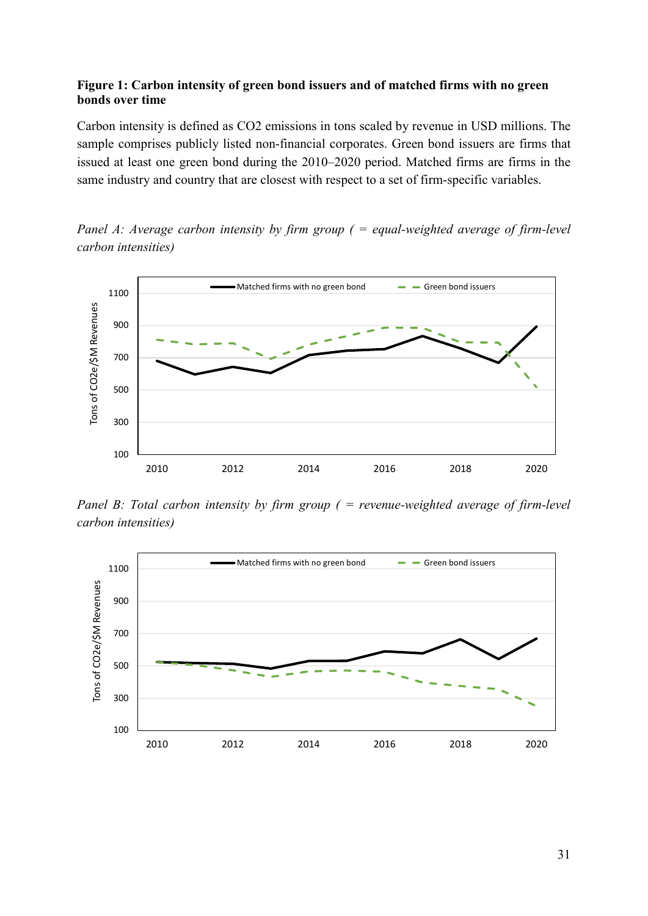**Figure 1: Carbon intensity of green bond issuers and of matched firms with no green bonds over time**

Carbon intensity is defined as CO2 emissions in tons scaled by revenue in USD millions. The sample comprises publicly listed non-financial corporates. Green bond issuers are firms that issued at least one green bond during the 2010–2020 period. Matched firms are firms in the same industry and country that are closest with respect to a set of firm-specific variables.

*Panel A: Average carbon intensity by firm group ( = equal-weighted average of firm-level carbon intensities)*

Matched firms with no green bond
Green bond issuers
Tons of CO2e/$M Revenues
1100
900
700
500
300
100
2010
2012
2014
2016
2018
2020

*Panel B: Total carbon intensity by firm group ( = revenue-weighted average of firm-level carbon intensities)*

Matched firms with no green bond
Green bond issuers
Tons of CO2e/$M Revenues
1100
900
700
500
300
100
2010
2012
2014
2016
2018
2020